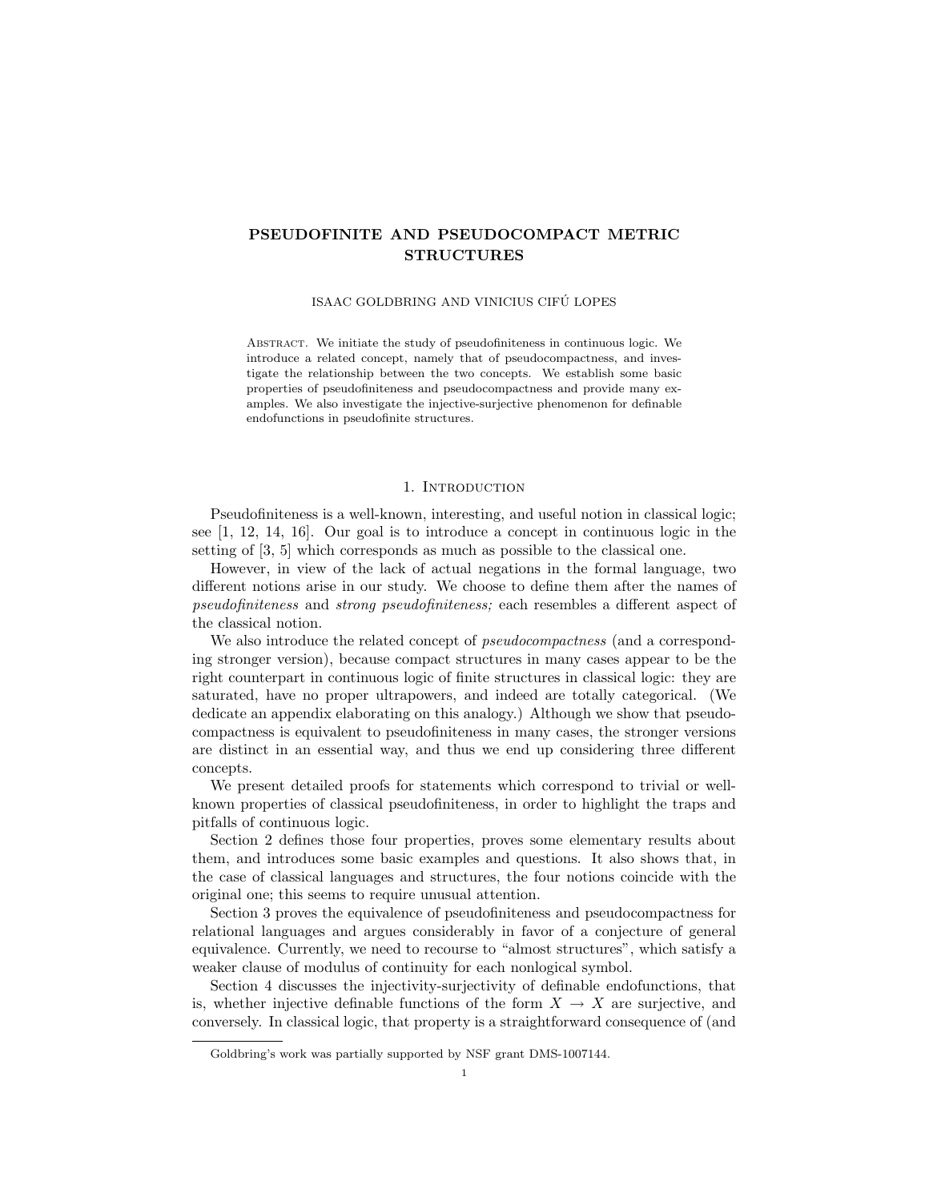# PSEUDOFINITE AND PSEUDOCOMPACT METRIC STRUCTURES

ISAAC GOLDBRING AND VINICIUS CIFÚ LOPES

Abstract. We initiate the study of pseudofiniteness in continuous logic. We introduce a related concept, namely that of pseudocompactness, and investigate the relationship between the two concepts. We establish some basic properties of pseudofiniteness and pseudocompactness and provide many examples. We also investigate the injective-surjective phenomenon for definable endofunctions in pseudofinite structures.

## 1. Introduction

Pseudofiniteness is a well-known, interesting, and useful notion in classical logic; see [1, 12, 14, 16]. Our goal is to introduce a concept in continuous logic in the setting of [3, 5] which corresponds as much as possible to the classical one.

However, in view of the lack of actual negations in the formal language, two different notions arise in our study. We choose to define them after the names of *pseudofiniteness* and *strong pseudofiniteness;* each resembles a different aspect of the classical notion.

We also introduce the related concept of *pseudocompactness* (and a corresponding stronger version), because compact structures in many cases appear to be the right counterpart in continuous logic of finite structures in classical logic: they are saturated, have no proper ultrapowers, and indeed are totally categorical. (We dedicate an appendix elaborating on this analogy.) Although we show that pseudocompactness is equivalent to pseudofiniteness in many cases, the stronger versions are distinct in an essential way, and thus we end up considering three different concepts.

We present detailed proofs for statements which correspond to trivial or well-known properties of classical pseudofiniteness, in order to highlight the traps and pitfalls of continuous logic.

Section 2 defines those four properties, proves some elementary results about them, and introduces some basic examples and questions. It also shows that, in the case of classical languages and structures, the four notions coincide with the original one; this seems to require unusual attention.

Section 3 proves the equivalence of pseudofiniteness and pseudocompactness for relational languages and argues considerably in favor of a conjecture of general equivalence. Currently, we need to recourse to "almost structures", which satisfy a weaker clause of modulus of continuity for each nonlogical symbol.

Section 4 discusses the injectivity-surjectivity of definable endofunctions, that is, whether injective definable functions of the form $X \to X$ are surjective, and conversely. In classical logic, that property is a straightforward consequence of (and

---

Goldbring's work was partially supported by NSF grant DMS-1007144.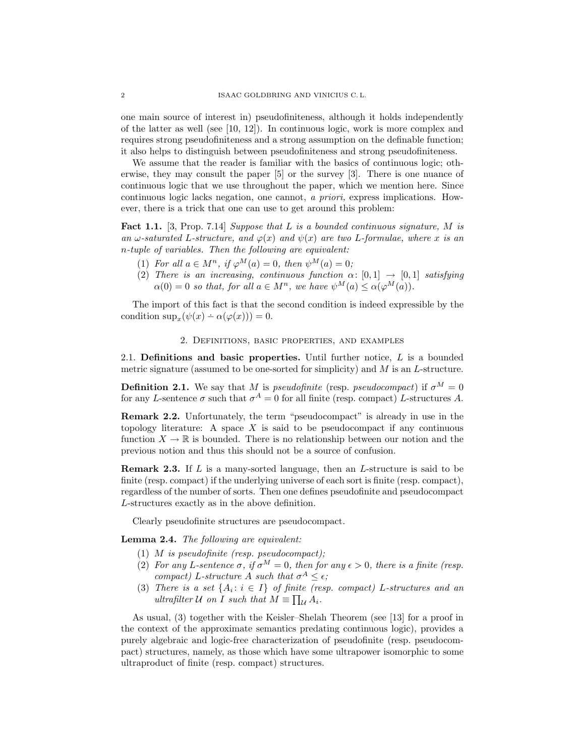one main source of interest in) pseudofiniteness, although it holds independently of the latter as well (see [10, 12]). In continuous logic, work is more complex and requires strong pseudofiniteness and a strong assumption on the definable function; it also helps to distinguish between pseudofiniteness and strong pseudofiniteness.

We assume that the reader is familiar with the basics of continuous logic; otherwise, they may consult the paper [5] or the survey [3]. There is one nuance of continuous logic that we use throughout the paper, which we mention here. Since continuous logic lacks negation, one cannot, *a priori,* express implications. However, there is a trick that one can use to get around this problem:

**Fact 1.1.** [3, Prop. 7.14] *Suppose that $L$ is a bounded continuous signature, $M$ is an $\omega$-saturated $L$-structure, and $\varphi(x)$ and $\psi(x)$ are two $L$-formulae, where $x$ is an $n$-tuple of variables. Then the following are equivalent:*

1. *For all $a \in M^n$, if $\varphi^M(a) = 0$, then $\psi^M(a) = 0$;*
2. *There is an increasing, continuous function $\alpha\colon [0,1] \to [0,1]$ satisfying $\alpha(0) = 0$ so that, for all $a \in M^n$, we have $\psi^M(a) \leq \alpha(\varphi^M(a))$.*

The import of this fact is that the second condition is indeed expressible by the condition $\sup_x(\psi(x) \dot{-} \alpha(\varphi(x))) = 0$.

## 2. Definitions, basic properties, and examples

**2.1. Definitions and basic properties.** Until further notice, $L$ is a bounded metric signature (assumed to be one-sorted for simplicity) and $M$ is an $L$-structure.

**Definition 2.1.** We say that $M$ is *pseudofinite* (resp. *pseudocompact*) if $\sigma^M = 0$ for any $L$-sentence $\sigma$ such that $\sigma^A = 0$ for all finite (resp. compact) $L$-structures $A$.

**Remark 2.2.** Unfortunately, the term "pseudocompact" is already in use in the topology literature: A space $X$ is said to be pseudocompact if any continuous function $X \to \mathbb{R}$ is bounded. There is no relationship between our notion and the previous notion and thus this should not be a source of confusion.

**Remark 2.3.** If $L$ is a many-sorted language, then an $L$-structure is said to be finite (resp. compact) if the underlying universe of each sort is finite (resp. compact), regardless of the number of sorts. Then one defines pseudofinite and pseudocompact $L$-structures exactly as in the above definition.

Clearly pseudofinite structures are pseudocompact.

**Lemma 2.4.** *The following are equivalent:*

1. *$M$ is pseudofinite (resp. pseudocompact);*
2. *For any $L$-sentence $\sigma$, if $\sigma^M = 0$, then for any $\epsilon > 0$, there is a finite (resp. compact) $L$-structure $A$ such that $\sigma^A \leq \epsilon$;*
3. *There is a set $\{A_i \colon i \in I\}$ of finite (resp. compact) $L$-structures and an ultrafilter $\mathcal{U}$ on $I$ such that $M \equiv \prod_{\mathcal{U}} A_i$.*

As usual, (3) together with the Keisler–Shelah Theorem (see [13] for a proof in the context of the approximate semantics predating continuous logic), provides a purely algebraic and logic-free characterization of pseudofinite (resp. pseudocompact) structures, namely, as those which have some ultrapower isomorphic to some ultraproduct of finite (resp. compact) structures.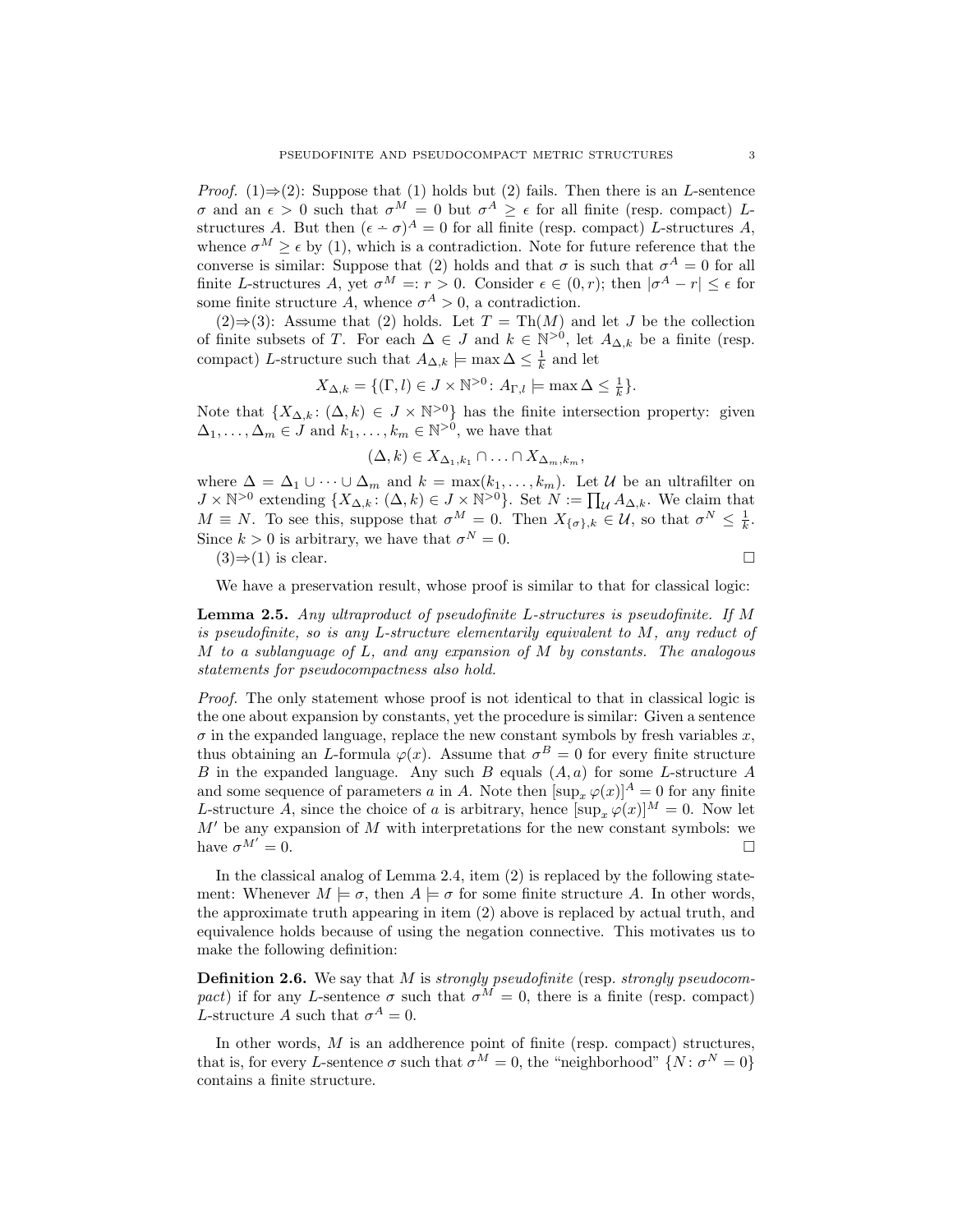*Proof.* (1)⇒(2): Suppose that (1) holds but (2) fails. Then there is an $L$-sentence $\sigma$ and an $\epsilon > 0$ such that $\sigma^M = 0$ but $\sigma^A \geq \epsilon$ for all finite (resp. compact) $L$-structures $A$. But then $(\epsilon \dot{-} \sigma)^A = 0$ for all finite (resp. compact) $L$-structures $A$, whence $\sigma^M \geq \epsilon$ by (1), which is a contradiction. Note for future reference that the converse is similar: Suppose that (2) holds and that $\sigma$ is such that $\sigma^A = 0$ for all finite $L$-structures $A$, yet $\sigma^M =: r > 0$. Consider $\epsilon \in (0, r)$; then $|\sigma^A - r| \leq \epsilon$ for some finite structure $A$, whence $\sigma^A > 0$, a contradiction.

(2)⇒(3): Assume that (2) holds. Let $T = \mathrm{Th}(M)$ and let $J$ be the collection of finite subsets of $T$. For each $\Delta \in J$ and $k \in \mathbb{N}^{>0}$, let $A_{\Delta,k}$ be a finite (resp. compact) $L$-structure such that $A_{\Delta,k} \models \max \Delta \leq \frac{1}{k}$ and let

$$X_{\Delta,k} = \{(\Gamma, l) \in J \times \mathbb{N}^{>0} \colon A_{\Gamma,l} \models \max \Delta \leq \tfrac{1}{k}\}.$$

Note that $\{X_{\Delta,k} \colon (\Delta, k) \in J \times \mathbb{N}^{>0}\}$ has the finite intersection property: given $\Delta_1, \ldots, \Delta_m \in J$ and $k_1, \ldots, k_m \in \mathbb{N}^{>0}$, we have that

$$(\Delta, k) \in X_{\Delta_1,k_1} \cap \ldots \cap X_{\Delta_m,k_m},$$

where $\Delta = \Delta_1 \cup \cdots \cup \Delta_m$ and $k = \max(k_1, \ldots, k_m)$. Let $\mathcal{U}$ be an ultrafilter on $J \times \mathbb{N}^{>0}$ extending $\{X_{\Delta,k} \colon (\Delta, k) \in J \times \mathbb{N}^{>0}\}$. Set $N := \prod_{\mathcal{U}} A_{\Delta,k}$. We claim that $M \equiv N$. To see this, suppose that $\sigma^M = 0$. Then $X_{\{\sigma\},k} \in \mathcal{U}$, so that $\sigma^N \leq \frac{1}{k}$. Since $k > 0$ is arbitrary, we have that $\sigma^N = 0$.

(3)⇒(1) is clear. □

We have a preservation result, whose proof is similar to that for classical logic:

**Lemma 2.5.** *Any ultraproduct of pseudofinite $L$-structures is pseudofinite. If $M$ is pseudofinite, so is any $L$-structure elementarily equivalent to $M$, any reduct of $M$ to a sublanguage of $L$, and any expansion of $M$ by constants. The analogous statements for pseudocompactness also hold.*

*Proof.* The only statement whose proof is not identical to that in classical logic is the one about expansion by constants, yet the procedure is similar: Given a sentence $\sigma$ in the expanded language, replace the new constant symbols by fresh variables $x$, thus obtaining an $L$-formula $\varphi(x)$. Assume that $\sigma^B = 0$ for every finite structure $B$ in the expanded language. Any such $B$ equals $(A, a)$ for some $L$-structure $A$ and some sequence of parameters $a$ in $A$. Note then $[\sup_x \varphi(x)]^A = 0$ for any finite $L$-structure $A$, since the choice of $a$ is arbitrary, hence $[\sup_x \varphi(x)]^M = 0$. Now let $M'$ be any expansion of $M$ with interpretations for the new constant symbols: we have $\sigma^{M'} = 0$. □

In the classical analog of Lemma 2.4, item (2) is replaced by the following statement: Whenever $M \models \sigma$, then $A \models \sigma$ for some finite structure $A$. In other words, the approximate truth appearing in item (2) above is replaced by actual truth, and equivalence holds because of using the negation connective. This motivates us to make the following definition:

**Definition 2.6.** We say that $M$ is *strongly pseudofinite* (resp. *strongly pseudocompact*) if for any $L$-sentence $\sigma$ such that $\sigma^M = 0$, there is a finite (resp. compact) $L$-structure $A$ such that $\sigma^A = 0$.

In other words, $M$ is an addherence point of finite (resp. compact) structures, that is, for every $L$-sentence $\sigma$ such that $\sigma^M = 0$, the "neighborhood" $\{N \colon \sigma^N = 0\}$ contains a finite structure.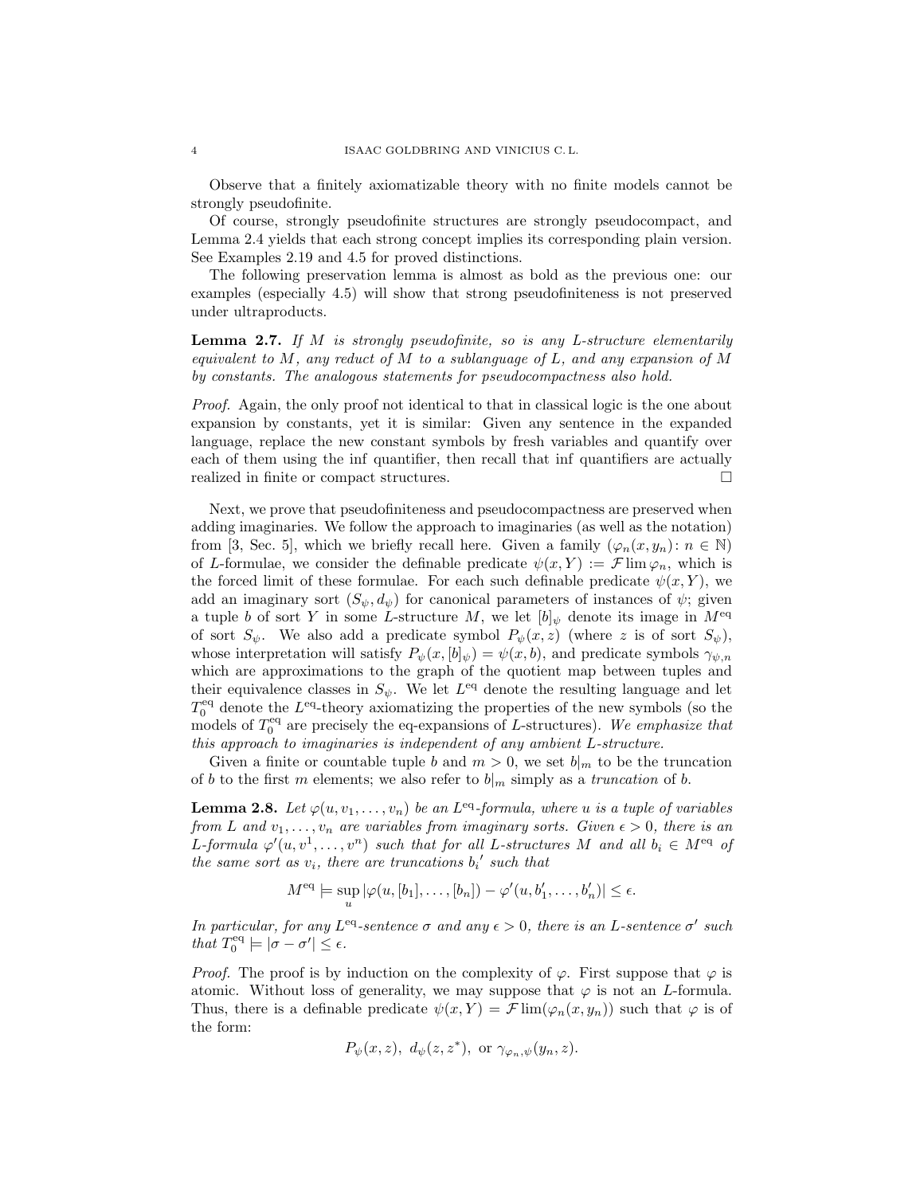Observe that a finitely axiomatizable theory with no finite models cannot be strongly pseudofinite.

Of course, strongly pseudofinite structures are strongly pseudocompact, and Lemma 2.4 yields that each strong concept implies its corresponding plain version. See Examples 2.19 and 4.5 for proved distinctions.

The following preservation lemma is almost as bold as the previous one: our examples (especially 4.5) will show that strong pseudofiniteness is not preserved under ultraproducts.

**Lemma 2.7.** *If $M$ is strongly pseudofinite, so is any $L$-structure elementarily equivalent to $M$, any reduct of $M$ to a sublanguage of $L$, and any expansion of $M$ by constants. The analogous statements for pseudocompactness also hold.*

*Proof.* Again, the only proof not identical to that in classical logic is the one about expansion by constants, yet it is similar: Given any sentence in the expanded language, replace the new constant symbols by fresh variables and quantify over each of them using the inf quantifier, then recall that inf quantifiers are actually realized in finite or compact structures. □

Next, we prove that pseudofiniteness and pseudocompactness are preserved when adding imaginaries. We follow the approach to imaginaries (as well as the notation) from [3, Sec. 5], which we briefly recall here. Given a family $(\varphi_n(x, y_n) : n \in \mathbb{N})$ of $L$-formulae, we consider the definable predicate $\psi(x, Y) := \mathcal{F}\lim \varphi_n$, which is the forced limit of these formulae. For each such definable predicate $\psi(x, Y)$, we add an imaginary sort $(S_\psi, d_\psi)$ for canonical parameters of instances of $\psi$; given a tuple $b$ of sort $Y$ in some $L$-structure $M$, we let $[b]_\psi$ denote its image in $M^{\mathrm{eq}}$ of sort $S_\psi$. We also add a predicate symbol $P_\psi(x, z)$ (where $z$ is of sort $S_\psi$), whose interpretation will satisfy $P_\psi(x, [b]_\psi) = \psi(x, b)$, and predicate symbols $\gamma_{\psi,n}$ which are approximations to the graph of the quotient map between tuples and their equivalence classes in $S_\psi$. We let $L^{\mathrm{eq}}$ denote the resulting language and let $T_0^{\mathrm{eq}}$ denote the $L^{\mathrm{eq}}$-theory axiomatizing the properties of the new symbols (so the models of $T_0^{\mathrm{eq}}$ are precisely the eq-expansions of $L$-structures). *We emphasize that this approach to imaginaries is independent of any ambient $L$-structure.*

Given a finite or countable tuple $b$ and $m > 0$, we set $b|_m$ to be the truncation of $b$ to the first $m$ elements; we also refer to $b|_m$ simply as a *truncation* of $b$.

**Lemma 2.8.** *Let $\varphi(u, v_1, \ldots, v_n)$ be an $L^{\mathrm{eq}}$-formula, where $u$ is a tuple of variables from $L$ and $v_1, \ldots, v_n$ are variables from imaginary sorts. Given $\epsilon > 0$, there is an $L$-formula $\varphi'(u, v^1, \ldots, v^n)$ such that for all $L$-structures $M$ and all $b_i \in M^{\mathrm{eq}}$ of the same sort as $v_i$, there are truncations $b_i{}'$ such that*

$$M^{\mathrm{eq}} \models \sup_u |\varphi(u, [b_1], \ldots, [b_n]) - \varphi'(u, b_1', \ldots, b_n')| \leq \epsilon.$$

*In particular, for any $L^{\mathrm{eq}}$-sentence $\sigma$ and any $\epsilon > 0$, there is an $L$-sentence $\sigma'$ such that $T_0^{\mathrm{eq}} \models |\sigma - \sigma'| \leq \epsilon$.*

*Proof.* The proof is by induction on the complexity of $\varphi$. First suppose that $\varphi$ is atomic. Without loss of generality, we may suppose that $\varphi$ is not an $L$-formula. Thus, there is a definable predicate $\psi(x, Y) = \mathcal{F}\lim(\varphi_n(x, y_n))$ such that $\varphi$ is of the form:

$$P_\psi(x, z),\ d_\psi(z, z^*),\ \text{or } \gamma_{\varphi_n,\psi}(y_n, z).$$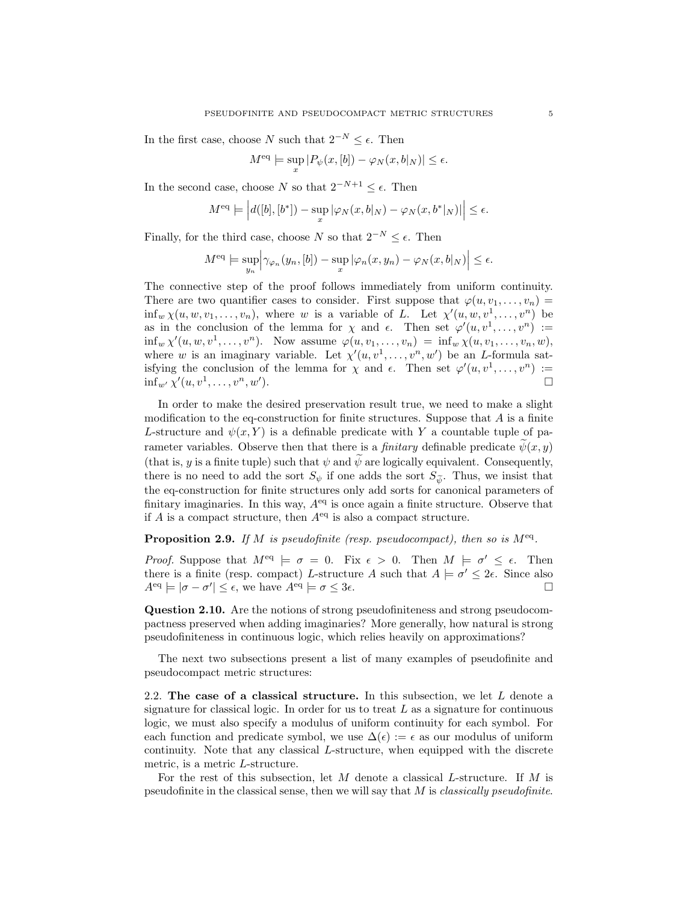In the first case, choose $N$ such that $2^{-N} \leq \epsilon$. Then

$$M^{\text{eq}} \models \sup_x |P_\psi(x, [b]) - \varphi_N(x, b|_N)| \leq \epsilon.$$

In the second case, choose $N$ so that $2^{-N+1} \leq \epsilon$. Then

$$M^{\text{eq}} \models \left| d([b], [b^*]) - \sup_x |\varphi_N(x, b|_N) - \varphi_N(x, b^*|_N)| \right| \leq \epsilon.$$

Finally, for the third case, choose $N$ so that $2^{-N} \leq \epsilon$. Then

$$M^{\text{eq}} \models \sup_{y_n} \left| \gamma_{\varphi_n}(y_n, [b]) - \sup_x |\varphi_n(x, y_n) - \varphi_N(x, b|_N)| \right| \leq \epsilon.$$

The connective step of the proof follows immediately from uniform continuity. There are two quantifier cases to consider. First suppose that $\varphi(u, v_1, \ldots, v_n) = \inf_w \chi(u, w, v_1, \ldots, v_n)$, where $w$ is a variable of $L$. Let $\chi'(u, w, v^1, \ldots, v^n)$ be as in the conclusion of the lemma for $\chi$ and $\epsilon$. Then set $\varphi'(u, v^1, \ldots, v^n) := \inf_w \chi'(u, w, v^1, \ldots, v^n)$. Now assume $\varphi(u, v_1, \ldots, v_n) = \inf_w \chi(u, v_1, \ldots, v_n, w)$, where $w$ is an imaginary variable. Let $\chi'(u, v^1, \ldots, v^n, w')$ be an $L$-formula satisfying the conclusion of the lemma for $\chi$ and $\epsilon$. Then set $\varphi'(u, v^1, \ldots, v^n) := \inf_{w'} \chi'(u, v^1, \ldots, v^n, w')$. □

In order to make the desired preservation result true, we need to make a slight modification to the eq-construction for finite structures. Suppose that $A$ is a finite $L$-structure and $\psi(x, Y)$ is a definable predicate with $Y$ a countable tuple of parameter variables. Observe then that there is a *finitary* definable predicate $\widetilde{\psi}(x, y)$ (that is, $y$ is a finite tuple) such that $\psi$ and $\widetilde{\psi}$ are logically equivalent. Consequently, there is no need to add the sort $S_\psi$ if one adds the sort $S_{\widetilde{\psi}}$. Thus, we insist that the eq-construction for finite structures only add sorts for canonical parameters of finitary imaginaries. In this way, $A^{\text{eq}}$ is once again a finite structure. Observe that if $A$ is a compact structure, then $A^{\text{eq}}$ is also a compact structure.

**Proposition 2.9.** *If $M$ is pseudofinite (resp. pseudocompact), then so is $M^{\text{eq}}$.*

*Proof.* Suppose that $M^{\text{eq}} \models \sigma = 0$. Fix $\epsilon > 0$. Then $M \models \sigma' \leq \epsilon$. Then there is a finite (resp. compact) $L$-structure $A$ such that $A \models \sigma' \leq 2\epsilon$. Since also $A^{\text{eq}} \models |\sigma - \sigma'| \leq \epsilon$, we have $A^{\text{eq}} \models \sigma \leq 3\epsilon$. □

**Question 2.10.** Are the notions of strong pseudofiniteness and strong pseudocompactness preserved when adding imaginaries? More generally, how natural is strong pseudofiniteness in continuous logic, which relies heavily on approximations?

The next two subsections present a list of many examples of pseudofinite and pseudocompact metric structures:

## 2.2. The case of a classical structure.

In this subsection, we let $L$ denote a signature for classical logic. In order for us to treat $L$ as a signature for continuous logic, we must also specify a modulus of uniform continuity for each symbol. For each function and predicate symbol, we use $\Delta(\epsilon) := \epsilon$ as our modulus of uniform continuity. Note that any classical $L$-structure, when equipped with the discrete metric, is a metric $L$-structure.

For the rest of this subsection, let $M$ denote a classical $L$-structure. If $M$ is pseudofinite in the classical sense, then we will say that $M$ is *classically pseudofinite*.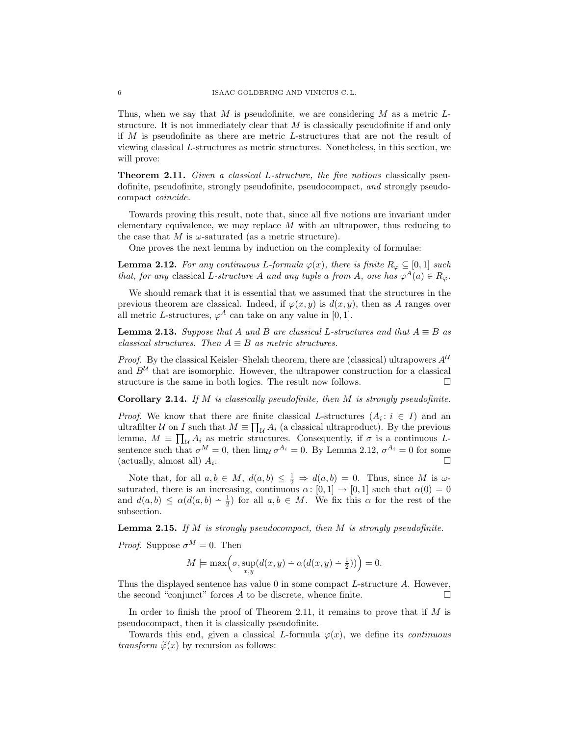Thus, when we say that $M$ is pseudofinite, we are considering $M$ as a metric $L$-structure. It is not immediately clear that $M$ is classically pseudofinite if and only if $M$ is pseudofinite as there are metric $L$-structures that are not the result of viewing classical $L$-structures as metric structures. Nonetheless, in this section, we will prove:

**Theorem 2.11.** *Given a classical $L$-structure, the five notions* classically pseudofinite*,* pseudofinite*,* strongly pseudofinite*,* pseudocompact*, and* strongly pseudocompact *coincide.*

Towards proving this result, note that, since all five notions are invariant under elementary equivalence, we may replace $M$ with an ultrapower, thus reducing to the case that $M$ is $\omega$-saturated (as a metric structure).

One proves the next lemma by induction on the complexity of formulae:

**Lemma 2.12.** *For any continuous $L$-formula $\varphi(x)$, there is finite $R_\varphi \subseteq [0,1]$ such that, for any* classical *$L$-structure $A$ and any tuple $a$ from $A$, one has $\varphi^A(a) \in R_\varphi$.*

We should remark that it is essential that we assumed that the structures in the previous theorem are classical. Indeed, if $\varphi(x,y)$ is $d(x,y)$, then as $A$ ranges over all metric $L$-structures, $\varphi^A$ can take on any value in $[0,1]$.

**Lemma 2.13.** *Suppose that $A$ and $B$ are classical $L$-structures and that $A \equiv B$ as classical structures. Then $A \equiv B$ as metric structures.*

*Proof.* By the classical Keisler–Shelah theorem, there are (classical) ultrapowers $A^{\mathcal{U}}$ and $B^{\mathcal{U}}$ that are isomorphic. However, the ultrapower construction for a classical structure is the same in both logics. The result now follows. □

**Corollary 2.14.** *If $M$ is classically pseudofinite, then $M$ is strongly pseudofinite.*

*Proof.* We know that there are finite classical $L$-structures $(A_i : i \in I)$ and an ultrafilter $\mathcal{U}$ on $I$ such that $M \equiv \prod_{\mathcal{U}} A_i$ (a classical ultraproduct). By the previous lemma, $M \equiv \prod_{\mathcal{U}} A_i$ as metric structures. Consequently, if $\sigma$ is a continuous $L$-sentence such that $\sigma^M = 0$, then $\lim_{\mathcal{U}} \sigma^{A_i} = 0$. By Lemma 2.12, $\sigma^{A_i} = 0$ for some (actually, almost all) $A_i$. □

Note that, for all $a, b \in M$, $d(a,b) \leq \frac{1}{2} \Rightarrow d(a,b) = 0$. Thus, since $M$ is $\omega$-saturated, there is an increasing, continuous $\alpha \colon [0,1] \to [0,1]$ such that $\alpha(0) = 0$ and $d(a,b) \leq \alpha(d(a,b) \dot{-} \frac{1}{2})$ for all $a, b \in M$. We fix this $\alpha$ for the rest of the subsection.

**Lemma 2.15.** *If $M$ is strongly pseudocompact, then $M$ is strongly pseudofinite.*

*Proof.* Suppose $\sigma^M = 0$. Then

$$M \models \max\Big(\sigma, \sup_{x,y}(d(x,y) \dot{-} \alpha(d(x,y) \dot{-} \tfrac{1}{2}))\Big) = 0.$$

Thus the displayed sentence has value 0 in some compact $L$-structure $A$. However, the second "conjunct" forces $A$ to be discrete, whence finite. □

In order to finish the proof of Theorem 2.11, it remains to prove that if $M$ is pseudocompact, then it is classically pseudofinite.

Towards this end, given a classical $L$-formula $\varphi(x)$, we define its *continuous transform* $\widetilde{\varphi}(x)$ by recursion as follows: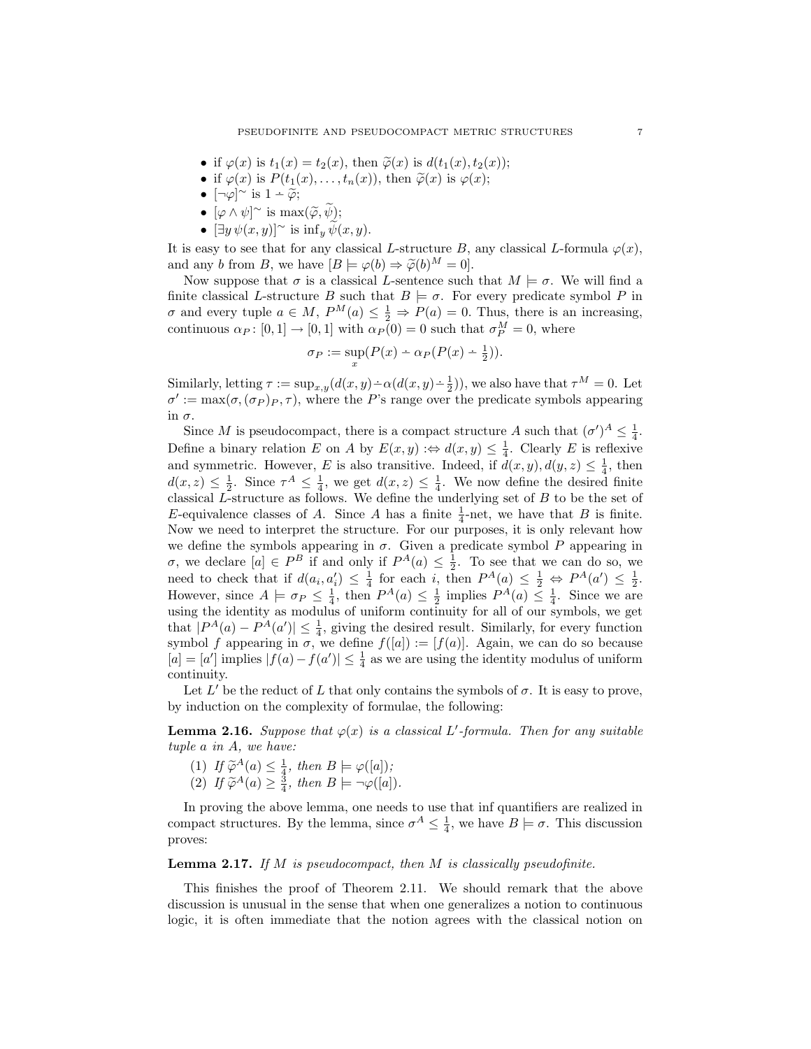- if $\varphi(x)$ is $t_1(x) = t_2(x)$, then $\widetilde{\varphi}(x)$ is $d(t_1(x), t_2(x))$;
- if $\varphi(x)$ is $P(t_1(x), \ldots, t_n(x))$, then $\widetilde{\varphi}(x)$ is $\varphi(x)$;
- $[\neg\varphi]^\sim$ is $1 \dot{-} \widetilde{\varphi}$;
- $[\varphi \wedge \psi]^\sim$ is $\max(\widetilde{\varphi}, \widetilde{\psi})$;
- $[\exists y\, \psi(x,y)]^\sim$ is $\inf_y \widetilde{\psi}(x,y)$.

It is easy to see that for any classical $L$-structure $B$, any classical $L$-formula $\varphi(x)$, and any $b$ from $B$, we have $[B \models \varphi(b) \Rightarrow \widetilde{\varphi}(b)^M = 0]$.

Now suppose that $\sigma$ is a classical $L$-sentence such that $M \models \sigma$. We will find a finite classical $L$-structure $B$ such that $B \models \sigma$. For every predicate symbol $P$ in $\sigma$ and every tuple $a \in M$, $P^M(a) \leq \frac{1}{2} \Rightarrow P(a) = 0$. Thus, there is an increasing, continuous $\alpha_P \colon [0,1] \to [0,1]$ with $\alpha_P(0) = 0$ such that $\sigma_P^M = 0$, where

$$\sigma_P := \sup_x (P(x) \dot{-} \alpha_P(P(x) \dot{-} \tfrac{1}{2})).$$

Similarly, letting $\tau := \sup_{x,y}(d(x,y) \dot{-} \alpha(d(x,y) \dot{-} \frac{1}{2}))$, we also have that $\tau^M = 0$. Let $\sigma' := \max(\sigma, (\sigma_P)_P, \tau)$, where the $P$'s range over the predicate symbols appearing in $\sigma$.

Since $M$ is pseudocompact, there is a compact structure $A$ such that $(\sigma')^A \leq \frac{1}{4}$. Define a binary relation $E$ on $A$ by $E(x,y) :\Leftrightarrow d(x,y) \leq \frac{1}{4}$. Clearly $E$ is reflexive and symmetric. However, $E$ is also transitive. Indeed, if $d(x,y), d(y,z) \leq \frac{1}{4}$, then $d(x,z) \leq \frac{1}{2}$. Since $\tau^A \leq \frac{1}{4}$, we get $d(x,z) \leq \frac{1}{4}$. We now define the desired finite classical $L$-structure as follows. We define the underlying set of $B$ to be the set of $E$-equivalence classes of $A$. Since $A$ has a finite $\frac{1}{4}$-net, we have that $B$ is finite. Now we need to interpret the structure. For our purposes, it is only relevant how we define the symbols appearing in $\sigma$. Given a predicate symbol $P$ appearing in $\sigma$, we declare $[a] \in P^B$ if and only if $P^A(a) \leq \frac{1}{2}$. To see that we can do so, we need to check that if $d(a_i, a_i') \leq \frac{1}{4}$ for each $i$, then $P^A(a) \leq \frac{1}{2} \Leftrightarrow P^A(a') \leq \frac{1}{2}$. However, since $A \models \sigma_P \leq \frac{1}{4}$, then $P^A(a) \leq \frac{1}{2}$ implies $P^A(a) \leq \frac{1}{4}$. Since we are using the identity as modulus of uniform continuity for all of our symbols, we get that $|P^A(a) - P^A(a')| \leq \frac{1}{4}$, giving the desired result. Similarly, for every function symbol $f$ appearing in $\sigma$, we define $f([a]) := [f(a)]$. Again, we can do so because $[a] = [a']$ implies $|f(a) - f(a')| \leq \frac{1}{4}$ as we are using the identity modulus of uniform continuity.

Let $L'$ be the reduct of $L$ that only contains the symbols of $\sigma$. It is easy to prove, by induction on the complexity of formulae, the following:

**Lemma 2.16.** *Suppose that $\varphi(x)$ is a classical $L'$-formula. Then for any suitable tuple $a$ in $A$, we have:*

1. *If $\widetilde{\varphi}^A(a) \leq \frac{1}{4}$, then $B \models \varphi([a])$;*
2. *If $\widetilde{\varphi}^A(a) \geq \frac{3}{4}$, then $B \models \neg\varphi([a])$.*

In proving the above lemma, one needs to use that inf quantifiers are realized in compact structures. By the lemma, since $\sigma^A \leq \frac{1}{4}$, we have $B \models \sigma$. This discussion proves:

**Lemma 2.17.** *If $M$ is pseudocompact, then $M$ is classically pseudofinite.*

This finishes the proof of Theorem 2.11. We should remark that the above discussion is unusual in the sense that when one generalizes a notion to continuous logic, it is often immediate that the notion agrees with the classical notion on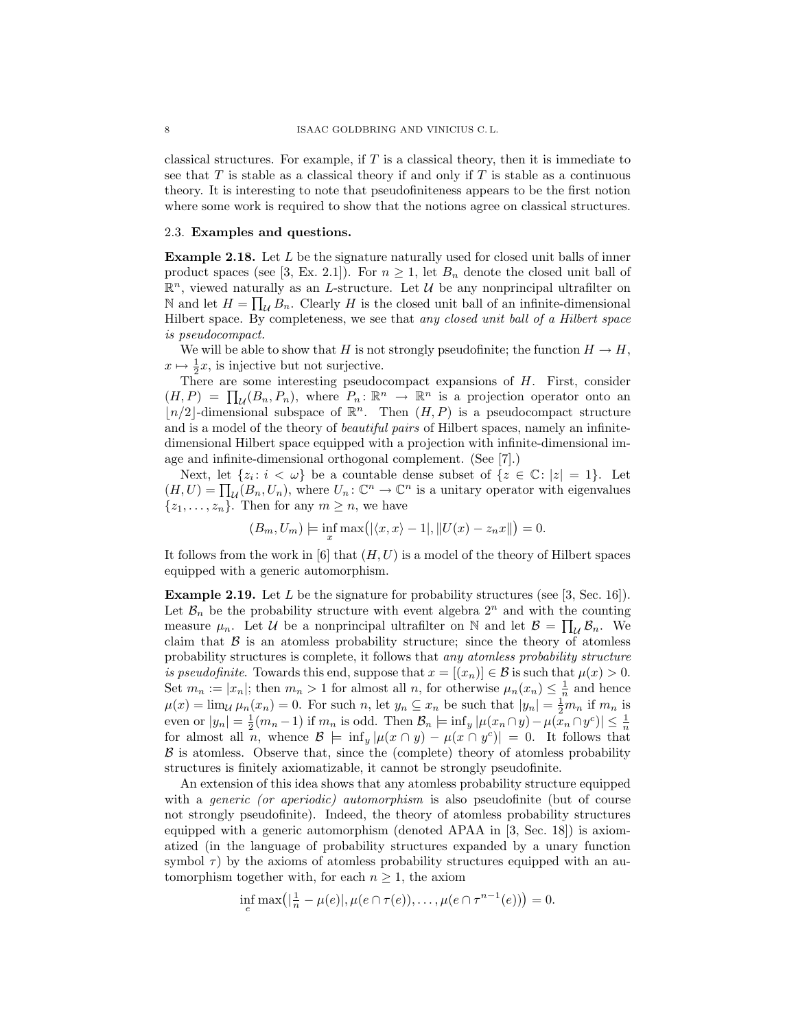classical structures. For example, if $T$ is a classical theory, then it is immediate to see that $T$ is stable as a classical theory if and only if $T$ is stable as a continuous theory. It is interesting to note that pseudofiniteness appears to be the first notion where some work is required to show that the notions agree on classical structures.

### 2.3. Examples and questions.

**Example 2.18.** Let $L$ be the signature naturally used for closed unit balls of inner product spaces (see [3, Ex. 2.1]). For $n \geq 1$, let $B_n$ denote the closed unit ball of $\mathbb{R}^n$, viewed naturally as an $L$-structure. Let $\mathcal{U}$ be any nonprincipal ultrafilter on $\mathbb{N}$ and let $H = \prod_{\mathcal{U}} B_n$. Clearly $H$ is the closed unit ball of an infinite-dimensional Hilbert space. By completeness, we see that *any closed unit ball of a Hilbert space is pseudocompact.*

We will be able to show that $H$ is not strongly pseudofinite; the function $H \to H$, $x \mapsto \frac{1}{2}x$, is injective but not surjective.

There are some interesting pseudocompact expansions of $H$. First, consider $(H, P) = \prod_{\mathcal{U}}(B_n, P_n)$, where $P_n \colon \mathbb{R}^n \to \mathbb{R}^n$ is a projection operator onto an $\lfloor n/2 \rfloor$-dimensional subspace of $\mathbb{R}^n$. Then $(H, P)$ is a pseudocompact structure and is a model of the theory of *beautiful pairs* of Hilbert spaces, namely an infinite-dimensional Hilbert space equipped with a projection with infinite-dimensional image and infinite-dimensional orthogonal complement. (See [7].)

Next, let $\{z_i \colon i < \omega\}$ be a countable dense subset of $\{z \in \mathbb{C} \colon |z| = 1\}$. Let $(H, U) = \prod_{\mathcal{U}}(B_n, U_n)$, where $U_n \colon \mathbb{C}^n \to \mathbb{C}^n$ is a unitary operator with eigenvalues $\{z_1, \ldots, z_n\}$. Then for any $m \geq n$, we have

$$(B_m, U_m) \models \inf_x \max\bigl(|\langle x, x\rangle - 1|, \|U(x) - z_n x\|\bigr) = 0.$$

It follows from the work in [6] that $(H, U)$ is a model of the theory of Hilbert spaces equipped with a generic automorphism.

**Example 2.19.** Let $L$ be the signature for probability structures (see [3, Sec. 16]). Let $\mathcal{B}_n$ be the probability structure with event algebra $2^n$ and with the counting measure $\mu_n$. Let $\mathcal{U}$ be a nonprincipal ultrafilter on $\mathbb{N}$ and let $\mathcal{B} = \prod_{\mathcal{U}} \mathcal{B}_n$. We claim that $\mathcal{B}$ is an atomless probability structure; since the theory of atomless probability structures is complete, it follows that *any atomless probability structure is pseudofinite*. Towards this end, suppose that $x = [(x_n)] \in \mathcal{B}$ is such that $\mu(x) > 0$. Set $m_n := |x_n|$; then $m_n > 1$ for almost all $n$, for otherwise $\mu_n(x_n) \leq \frac{1}{n}$ and hence $\mu(x) = \lim_{\mathcal{U}} \mu_n(x_n) = 0$. For such $n$, let $y_n \subseteq x_n$ be such that $|y_n| = \frac{1}{2}m_n$ if $m_n$ is even or $|y_n| = \frac{1}{2}(m_n - 1)$ if $m_n$ is odd. Then $\mathcal{B}_n \models \inf_y |\mu(x_n \cap y) - \mu(x_n \cap y^c)| \leq \frac{1}{n}$ for almost all $n$, whence $\mathcal{B} \models \inf_y |\mu(x \cap y) - \mu(x \cap y^c)| = 0$. It follows that $\mathcal{B}$ is atomless. Observe that, since the (complete) theory of atomless probability structures is finitely axiomatizable, it cannot be strongly pseudofinite.

An extension of this idea shows that any atomless probability structure equipped with a *generic (or aperiodic) automorphism* is also pseudofinite (but of course not strongly pseudofinite). Indeed, the theory of atomless probability structures equipped with a generic automorphism (denoted APAA in [3, Sec. 18]) is axiomatized (in the language of probability structures expanded by a unary function symbol $\tau$) by the axioms of atomless probability structures equipped with an automorphism together with, for each $n \geq 1$, the axiom

$$\inf_e \max\bigl(|\tfrac{1}{n} - \mu(e)|, \mu(e \cap \tau(e)), \ldots, \mu(e \cap \tau^{n-1}(e))\bigr) = 0.$$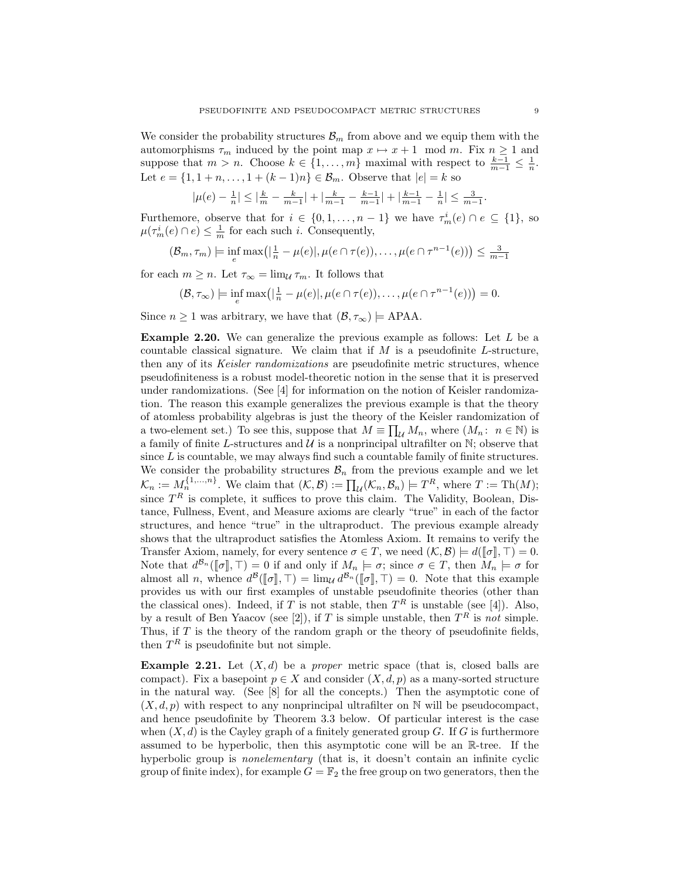We consider the probability structures $\mathcal{B}_m$ from above and we equip them with the automorphisms $\tau_m$ induced by the point map $x \mapsto x+1 \mod m$. Fix $n \geq 1$ and suppose that $m > n$. Choose $k \in \{1, \ldots, m\}$ maximal with respect to $\frac{k-1}{m-1} \leq \frac{1}{n}$. Let $e = \{1, 1+n, \ldots, 1+(k-1)n\} \in \mathcal{B}_m$. Observe that $|e| = k$ so

$$|\mu(e) - \tfrac{1}{n}| \leq |\tfrac{k}{m} - \tfrac{k}{m-1}| + |\tfrac{k}{m-1} - \tfrac{k-1}{m-1}| + |\tfrac{k-1}{m-1} - \tfrac{1}{n}| \leq \tfrac{3}{m-1}.$$

Furthermore, observe that for $i \in \{0, 1, \ldots, n-1\}$ we have $\tau_m^i(e) \cap e \subseteq \{1\}$, so $\mu(\tau_m^i(e) \cap e) \leq \frac{1}{m}$ for each such $i$. Consequently,

$$(\mathcal{B}_m, \tau_m) \models \inf_e \max\big(|\tfrac{1}{n} - \mu(e)|, \mu(e \cap \tau(e)), \ldots, \mu(e \cap \tau^{n-1}(e))\big) \leq \tfrac{3}{m-1}$$

for each $m \geq n$. Let $\tau_\infty = \lim_{\mathcal{U}} \tau_m$. It follows that

$$(\mathcal{B}, \tau_\infty) \models \inf_e \max\big(|\tfrac{1}{n} - \mu(e)|, \mu(e \cap \tau(e)), \ldots, \mu(e \cap \tau^{n-1}(e))\big) = 0.$$

Since $n \geq 1$ was arbitrary, we have that $(\mathcal{B}, \tau_\infty) \models$ APAA.

**Example 2.20.** We can generalize the previous example as follows: Let $L$ be a countable classical signature. We claim that if $M$ is a pseudofinite $L$-structure, then any of its *Keisler randomizations* are pseudofinite metric structures, whence pseudofiniteness is a robust model-theoretic notion in the sense that it is preserved under randomizations. (See [4] for information on the notion of Keisler randomization. The reason this example generalizes the previous example is that the theory of atomless probability algebras is just the theory of the Keisler randomization of a two-element set.) To see this, suppose that $M \equiv \prod_{\mathcal{U}} M_n$, where $(M_n \colon n \in \mathbb{N})$ is a family of finite $L$-structures and $\mathcal{U}$ is a nonprincipal ultrafilter on $\mathbb{N}$; observe that since $L$ is countable, we may always find such a countable family of finite structures. We consider the probability structures $\mathcal{B}_n$ from the previous example and we let $\mathcal{K}_n := M_n^{\{1,\ldots,n\}}$. We claim that $(\mathcal{K}, \mathcal{B}) := \prod_{\mathcal{U}} (\mathcal{K}_n, \mathcal{B}_n) \models T^R$, where $T := \mathrm{Th}(M)$; since $T^R$ is complete, it suffices to prove this claim. The Validity, Boolean, Distance, Fullness, Event, and Measure axioms are clearly "true" in each of the factor structures, and hence "true" in the ultraproduct. The previous example already shows that the ultraproduct satisfies the Atomless Axiom. It remains to verify the Transfer Axiom, namely, for every sentence $\sigma \in T$, we need $(\mathcal{K}, \mathcal{B}) \models d([\![\sigma]\!], \top) = 0$. Note that $d^{\mathcal{B}_n}([\![\sigma]\!], \top) = 0$ if and only if $M_n \models \sigma$; since $\sigma \in T$, then $M_n \models \sigma$ for almost all $n$, whence $d^{\mathcal{B}}([\![\sigma]\!], \top) = \lim_{\mathcal{U}} d^{\mathcal{B}_n}([\![\sigma]\!], \top) = 0$. Note that this example provides us with our first examples of unstable pseudofinite theories (other than the classical ones). Indeed, if $T$ is not stable, then $T^R$ is unstable (see [4]). Also, by a result of Ben Yaacov (see [2]), if $T$ is simple unstable, then $T^R$ is *not* simple. Thus, if $T$ is the theory of the random graph or the theory of pseudofinite fields, then $T^R$ is pseudofinite but not simple.

**Example 2.21.** Let $(X, d)$ be a *proper* metric space (that is, closed balls are compact). Fix a basepoint $p \in X$ and consider $(X, d, p)$ as a many-sorted structure in the natural way. (See [8] for all the concepts.) Then the asymptotic cone of $(X, d, p)$ with respect to any nonprincipal ultrafilter on $\mathbb{N}$ will be pseudocompact, and hence pseudofinite by Theorem 3.3 below. Of particular interest is the case when $(X, d)$ is the Cayley graph of a finitely generated group $G$. If $G$ is furthermore assumed to be hyperbolic, then this asymptotic cone will be an $\mathbb{R}$-tree. If the hyperbolic group is *nonelementary* (that is, it doesn't contain an infinite cyclic group of finite index), for example $G = \mathbb{F}_2$ the free group on two generators, then the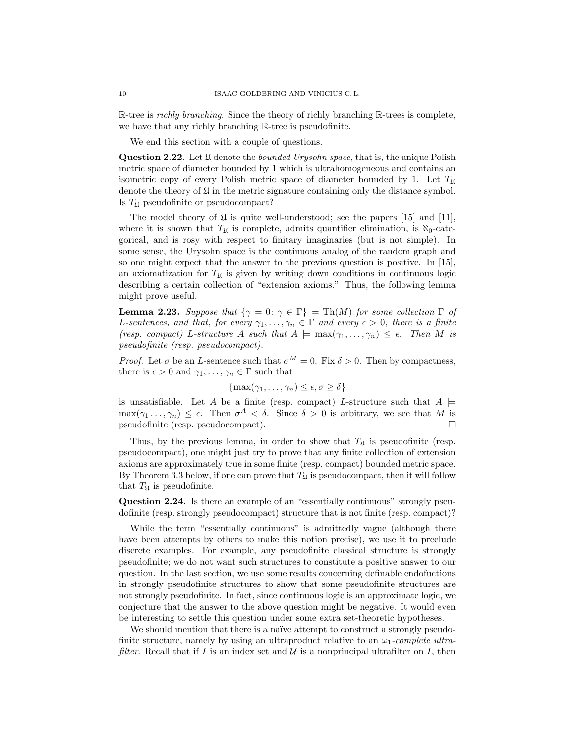$\mathbb{R}$-tree is *richly branching*. Since the theory of richly branching $\mathbb{R}$-trees is complete, we have that any richly branching $\mathbb{R}$-tree is pseudofinite.

We end this section with a couple of questions.

**Question 2.22.** Let $\mathfrak{U}$ denote the *bounded Urysohn space*, that is, the unique Polish metric space of diameter bounded by 1 which is ultrahomogeneous and contains an isometric copy of every Polish metric space of diameter bounded by 1. Let $T_{\mathfrak{U}}$ denote the theory of $\mathfrak{U}$ in the metric signature containing only the distance symbol. Is $T_{\mathfrak{U}}$ pseudofinite or pseudocompact?

The model theory of $\mathfrak{U}$ is quite well-understood; see the papers [15] and [11], where it is shown that $T_{\mathfrak{U}}$ is complete, admits quantifier elimination, is $\aleph_0$-categorical, and is rosy with respect to finitary imaginaries (but is not simple). In some sense, the Urysohn space is the continuous analog of the random graph and so one might expect that the answer to the previous question is positive. In [15], an axiomatization for $T_{\mathfrak{U}}$ is given by writing down conditions in continuous logic describing a certain collection of "extension axioms." Thus, the following lemma might prove useful.

**Lemma 2.23.** *Suppose that $\{\gamma = 0 \colon \gamma \in \Gamma\} \models \mathrm{Th}(M)$ for some collection $\Gamma$ of $L$-sentences, and that, for every $\gamma_1, \ldots, \gamma_n \in \Gamma$ and every $\epsilon > 0$, there is a finite (resp. compact) $L$-structure $A$ such that $A \models \max(\gamma_1, \ldots, \gamma_n) \leq \epsilon$. Then $M$ is pseudofinite (resp. pseudocompact).*

*Proof.* Let $\sigma$ be an $L$-sentence such that $\sigma^M = 0$. Fix $\delta > 0$. Then by compactness, there is $\epsilon > 0$ and $\gamma_1, \ldots, \gamma_n \in \Gamma$ such that

$$\{\max(\gamma_1, \ldots, \gamma_n) \leq \epsilon, \sigma \geq \delta\}$$

is unsatisfiable. Let $A$ be a finite (resp. compact) $L$-structure such that $A \models \max(\gamma_1 \ldots, \gamma_n) \leq \epsilon$. Then $\sigma^A < \delta$. Since $\delta > 0$ is arbitrary, we see that $M$ is pseudofinite (resp. pseudocompact). $\square$

Thus, by the previous lemma, in order to show that $T_{\mathfrak{U}}$ is pseudofinite (resp. pseudocompact), one might just try to prove that any finite collection of extension axioms are approximately true in some finite (resp. compact) bounded metric space. By Theorem 3.3 below, if one can prove that $T_{\mathfrak{U}}$ is pseudocompact, then it will follow that $T_{\mathfrak{U}}$ is pseudofinite.

**Question 2.24.** Is there an example of an "essentially continuous" strongly pseudofinite (resp. strongly pseudocompact) structure that is not finite (resp. compact)?

While the term "essentially continuous" is admittedly vague (although there have been attempts by others to make this notion precise), we use it to preclude discrete examples. For example, any pseudofinite classical structure is strongly pseudofinite; we do not want such structures to constitute a positive answer to our question. In the last section, we use some results concerning definable endofuctions in strongly pseudofinite structures to show that some pseudofinite structures are not strongly pseudofinite. In fact, since continuous logic is an approximate logic, we conjecture that the answer to the above question might be negative. It would even be interesting to settle this question under some extra set-theoretic hypotheses.

We should mention that there is a naïve attempt to construct a strongly pseudofinite structure, namely by using an ultraproduct relative to an $\omega_1$*-complete ultrafilter*. Recall that if $I$ is an index set and $\mathcal{U}$ is a nonprincipal ultrafilter on $I$, then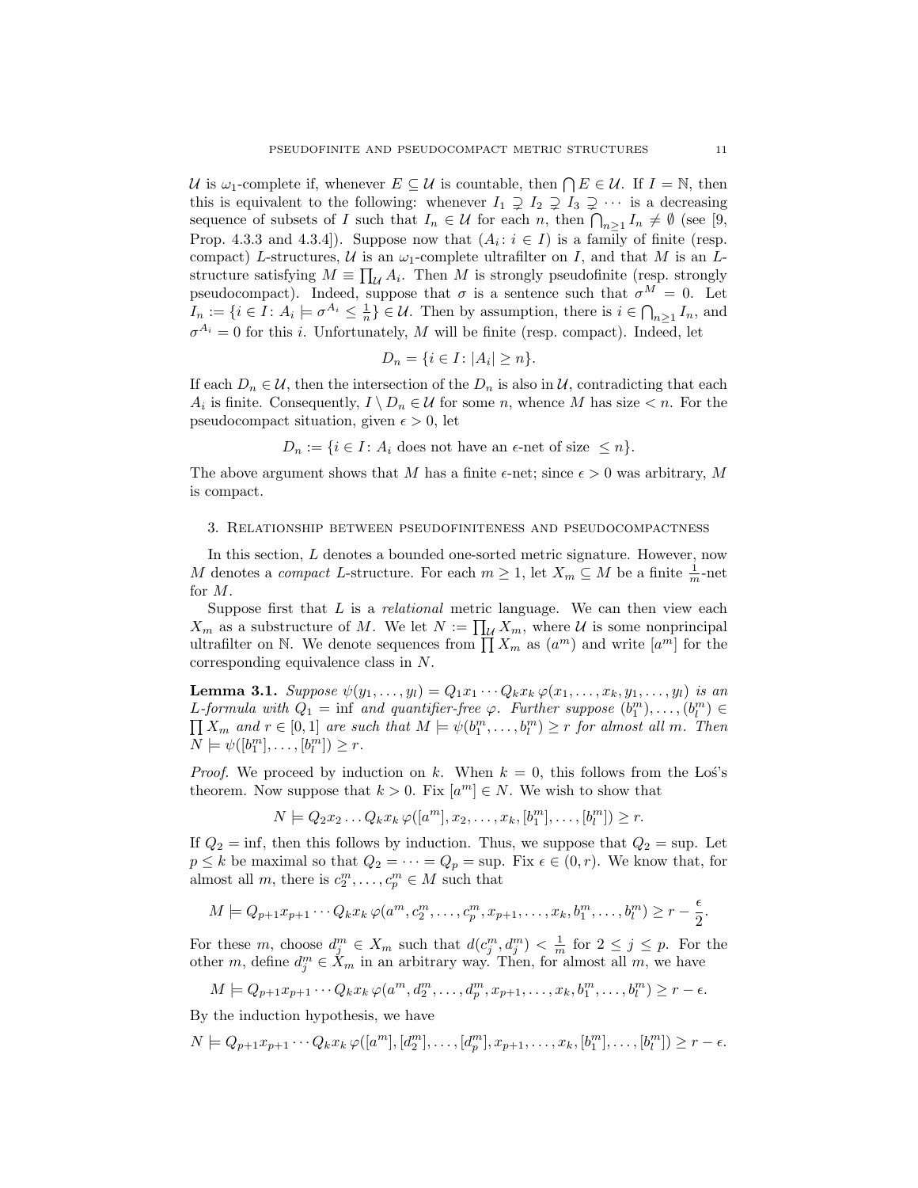$\mathcal{U}$ is $\omega_1$-complete if, whenever $E \subseteq \mathcal{U}$ is countable, then $\bigcap E \in \mathcal{U}$. If $I = \mathbb{N}$, then this is equivalent to the following: whenever $I_1 \supsetneq I_2 \supsetneq I_3 \supsetneq \cdots$ is a decreasing sequence of subsets of $I$ such that $I_n \in \mathcal{U}$ for each $n$, then $\bigcap_{n\geq 1} I_n \neq \emptyset$ (see [9, Prop. 4.3.3 and 4.3.4]). Suppose now that $(A_i : i \in I)$ is a family of finite (resp. compact) $L$-structures, $\mathcal{U}$ is an $\omega_1$-complete ultrafilter on $I$, and that $M$ is an $L$-structure satisfying $M \equiv \prod_{\mathcal{U}} A_i$. Then $M$ is strongly pseudofinite (resp. strongly pseudocompact). Indeed, suppose that $\sigma$ is a sentence such that $\sigma^M = 0$. Let $I_n := \{i \in I : A_i \models \sigma^{A_i} \leq \frac{1}{n}\} \in \mathcal{U}$. Then by assumption, there is $i \in \bigcap_{n\geq 1} I_n$, and $\sigma^{A_i} = 0$ for this $i$. Unfortunately, $M$ will be finite (resp. compact). Indeed, let

$$D_n = \{i \in I : |A_i| \geq n\}.$$

If each $D_n \in \mathcal{U}$, then the intersection of the $D_n$ is also in $\mathcal{U}$, contradicting that each $A_i$ is finite. Consequently, $I \setminus D_n \in \mathcal{U}$ for some $n$, whence $M$ has size $< n$. For the pseudocompact situation, given $\epsilon > 0$, let

$$D_n := \{i \in I : A_i \text{ does not have an } \epsilon\text{-net of size } \leq n\}.$$

The above argument shows that $M$ has a finite $\epsilon$-net; since $\epsilon > 0$ was arbitrary, $M$ is compact.

## 3. Relationship between pseudofiniteness and pseudocompactness

In this section, $L$ denotes a bounded one-sorted metric signature. However, now $M$ denotes a *compact* $L$-structure. For each $m \geq 1$, let $X_m \subseteq M$ be a finite $\frac{1}{m}$-net for $M$.

Suppose first that $L$ is a *relational* metric language. We can then view each $X_m$ as a substructure of $M$. We let $N := \prod_{\mathcal{U}} X_m$, where $\mathcal{U}$ is some nonprincipal ultrafilter on $\mathbb{N}$. We denote sequences from $\prod X_m$ as $(a^m)$ and write $[a^m]$ for the corresponding equivalence class in $N$.

**Lemma 3.1.** *Suppose $\psi(y_1, \ldots, y_l) = Q_1 x_1 \cdots Q_k x_k\, \varphi(x_1, \ldots, x_k, y_1, \ldots, y_l)$ is an $L$-formula with $Q_1 = \inf$ and quantifier-free $\varphi$. Further suppose $(b_1^m), \ldots, (b_l^m) \in \prod X_m$ and $r \in [0,1]$ are such that $M \models \psi(b_1^m, \ldots, b_l^m) \geq r$ for almost all $m$. Then $N \models \psi([b_1^m], \ldots, [b_l^m]) \geq r$.*

*Proof.* We proceed by induction on $k$. When $k = 0$, this follows from the Łoś's theorem. Now suppose that $k > 0$. Fix $[a^m] \in N$. We wish to show that

$$N \models Q_2 x_2 \ldots Q_k x_k\, \varphi([a^m], x_2, \ldots, x_k, [b_1^m], \ldots, [b_l^m]) \geq r.$$

If $Q_2 = \inf$, then this follows by induction. Thus, we suppose that $Q_2 = \sup$. Let $p \leq k$ be maximal so that $Q_2 = \cdots = Q_p = \sup$. Fix $\epsilon \in (0, r)$. We know that, for almost all $m$, there is $c_2^m, \ldots, c_p^m \in M$ such that

$$M \models Q_{p+1} x_{p+1} \cdots Q_k x_k\, \varphi(a^m, c_2^m, \ldots, c_p^m, x_{p+1}, \ldots, x_k, b_1^m, \ldots, b_l^m) \geq r - \frac{\epsilon}{2}.$$

For these $m$, choose $d_j^m \in X_m$ such that $d(c_j^m, d_j^m) < \frac{1}{m}$ for $2 \leq j \leq p$. For the other $m$, define $d_j^m \in X_m$ in an arbitrary way. Then, for almost all $m$, we have

$$M \models Q_{p+1} x_{p+1} \cdots Q_k x_k\, \varphi(a^m, d_2^m, \ldots, d_p^m, x_{p+1}, \ldots, x_k, b_1^m, \ldots, b_l^m) \geq r - \epsilon.$$

By the induction hypothesis, we have

$$N \models Q_{p+1} x_{p+1} \cdots Q_k x_k\, \varphi([a^m], [d_2^m], \ldots, [d_p^m], x_{p+1}, \ldots, x_k, [b_1^m], \ldots, [b_l^m]) \geq r - \epsilon.$$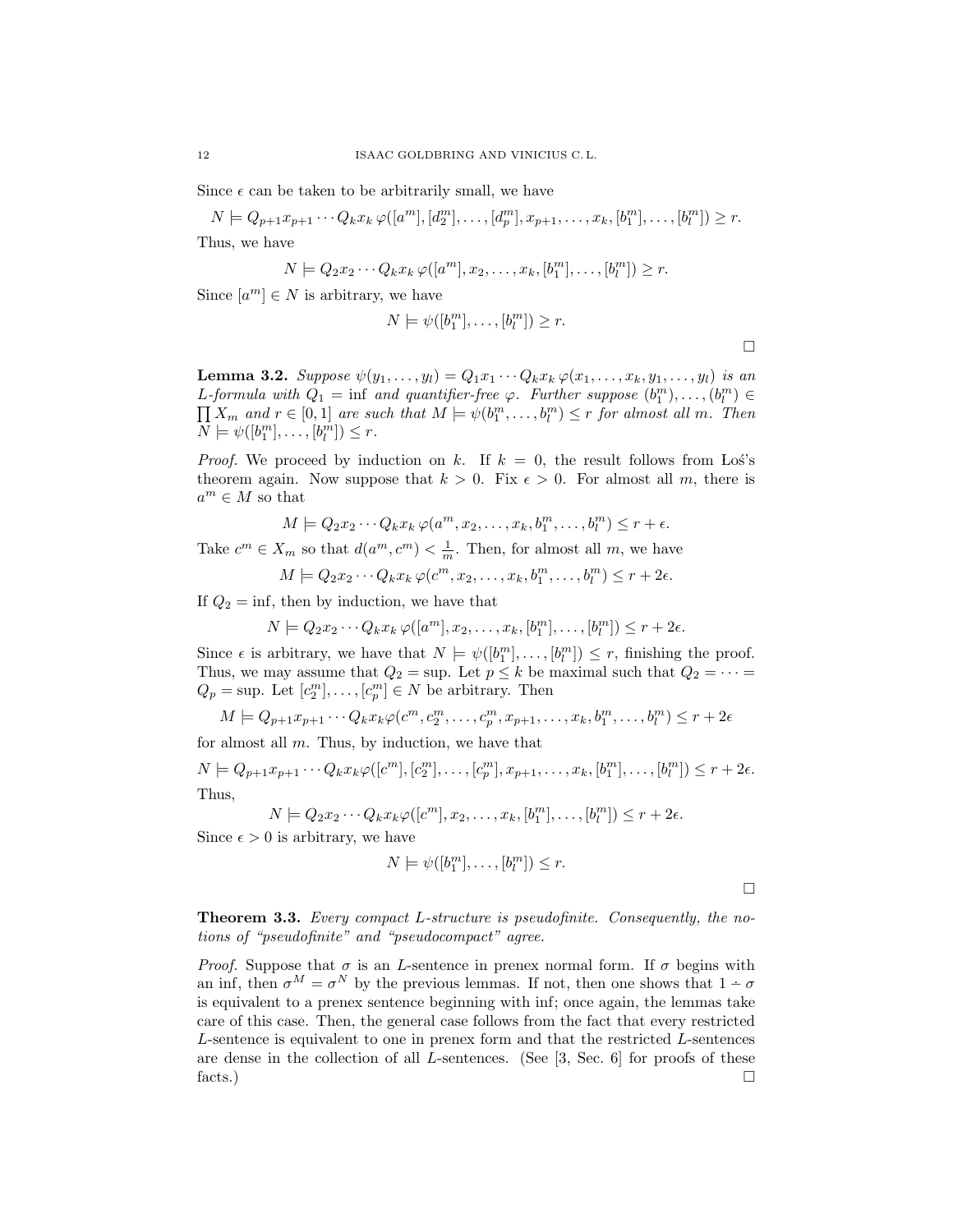Since $\epsilon$ can be taken to be arbitrarily small, we have

$$N \models Q_{p+1}x_{p+1} \cdots Q_k x_k \, \varphi([a^m], [d_2^m], \ldots, [d_p^m], x_{p+1}, \ldots, x_k, [b_1^m], \ldots, [b_l^m]) \geq r.$$

Thus, we have

$$N \models Q_2 x_2 \cdots Q_k x_k \, \varphi([a^m], x_2, \ldots, x_k, [b_1^m], \ldots, [b_l^m]) \geq r.$$

Since $[a^m] \in N$ is arbitrary, we have

$$N \models \psi([b_1^m], \ldots, [b_l^m]) \geq r.$$

□

**Lemma 3.2.** *Suppose $\psi(y_1, \ldots, y_l) = Q_1 x_1 \cdots Q_k x_k \, \varphi(x_1, \ldots, x_k, y_1, \ldots, y_l)$ is an $L$-formula with $Q_1 = \inf$ and quantifier-free $\varphi$. Further suppose $(b_1^m), \ldots, (b_l^m) \in \prod X_m$ and $r \in [0,1]$ are such that $M \models \psi(b_1^m, \ldots, b_l^m) \leq r$ for almost all $m$. Then $N \models \psi([b_1^m], \ldots, [b_l^m]) \leq r$.*

*Proof.* We proceed by induction on $k$. If $k = 0$, the result follows from Łoś's theorem again. Now suppose that $k > 0$. Fix $\epsilon > 0$. For almost all $m$, there is $a^m \in M$ so that

$$M \models Q_2 x_2 \cdots Q_k x_k \, \varphi(a^m, x_2, \ldots, x_k, b_1^m, \ldots, b_l^m) \leq r + \epsilon.$$

Take $c^m \in X_m$ so that $d(a^m, c^m) < \frac{1}{m}$. Then, for almost all $m$, we have

$$M \models Q_2 x_2 \cdots Q_k x_k \, \varphi(c^m, x_2, \ldots, x_k, b_1^m, \ldots, b_l^m) \leq r + 2\epsilon.$$

If $Q_2 = \inf$, then by induction, we have that

$$N \models Q_2 x_2 \cdots Q_k x_k \, \varphi([a^m], x_2, \ldots, x_k, [b_1^m], \ldots, [b_l^m]) \leq r + 2\epsilon.$$

Since $\epsilon$ is arbitrary, we have that $N \models \psi([b_1^m], \ldots, [b_l^m]) \leq r$, finishing the proof. Thus, we may assume that $Q_2 = \sup$. Let $p \leq k$ be maximal such that $Q_2 = \cdots = Q_p = \sup$. Let $[c_2^m], \ldots, [c_p^m] \in N$ be arbitrary. Then

$$M \models Q_{p+1}x_{p+1} \cdots Q_k x_k \varphi(c^m, c_2^m, \ldots, c_p^m, x_{p+1}, \ldots, x_k, b_1^m, \ldots, b_l^m) \leq r + 2\epsilon$$

for almost all $m$. Thus, by induction, we have that

$$N \models Q_{p+1}x_{p+1} \cdots Q_k x_k \varphi([c^m], [c_2^m], \ldots, [c_p^m], x_{p+1}, \ldots, x_k, [b_1^m], \ldots, [b_l^m]) \leq r + 2\epsilon.$$

Thus,

$$N \models Q_2 x_2 \cdots Q_k x_k \varphi([c^m], x_2, \ldots, x_k, [b_1^m], \ldots, [b_l^m]) \leq r + 2\epsilon.$$

Since $\epsilon > 0$ is arbitrary, we have

$$N \models \psi([b_1^m], \ldots, [b_l^m]) \leq r.$$

□

**Theorem 3.3.** *Every compact $L$-structure is pseudofinite. Consequently, the notions of "pseudofinite" and "pseudocompact" agree.*

*Proof.* Suppose that $\sigma$ is an $L$-sentence in prenex normal form. If $\sigma$ begins with an inf, then $\sigma^M = \sigma^N$ by the previous lemmas. If not, then one shows that $1 \dot{-} \sigma$ is equivalent to a prenex sentence beginning with inf; once again, the lemmas take care of this case. Then, the general case follows from the fact that every restricted $L$-sentence is equivalent to one in prenex form and that the restricted $L$-sentences are dense in the collection of all $L$-sentences. (See [3, Sec. 6] for proofs of these facts.) □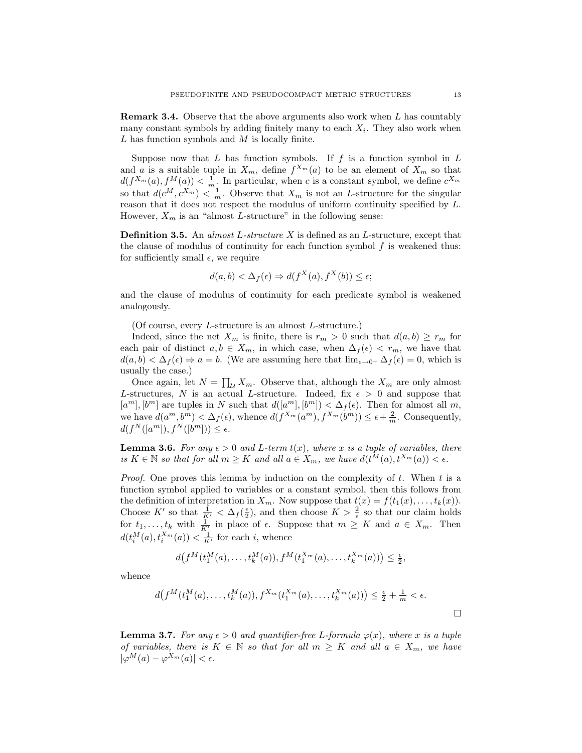**Remark 3.4.** Observe that the above arguments also work when $L$ has countably many constant symbols by adding finitely many to each $X_i$. They also work when $L$ has function symbols and $M$ is locally finite.

Suppose now that $L$ has function symbols. If $f$ is a function symbol in $L$ and $a$ is a suitable tuple in $X_m$, define $f^{X_m}(a)$ to be an element of $X_m$ so that $d(f^{X_m}(a), f^M(a)) < \frac{1}{m}$. In particular, when $c$ is a constant symbol, we define $c^{X_m}$ so that $d(c^M, c^{X_m}) < \frac{1}{m}$. Observe that $X_m$ is not an $L$-structure for the singular reason that it does not respect the modulus of uniform continuity specified by $L$. However, $X_m$ is an "almost $L$-structure" in the following sense:

**Definition 3.5.** An *almost $L$-structure* $X$ is defined as an $L$-structure, except that the clause of modulus of continuity for each function symbol $f$ is weakened thus: for sufficiently small $\epsilon$, we require

$$d(a, b) < \Delta_f(\epsilon) \Rightarrow d(f^X(a), f^X(b)) \leq \epsilon;$$

and the clause of modulus of continuity for each predicate symbol is weakened analogously.

(Of course, every $L$-structure is an almost $L$-structure.)

Indeed, since the net $X_m$ is finite, there is $r_m > 0$ such that $d(a, b) \geq r_m$ for each pair of distinct $a, b \in X_m$, in which case, when $\Delta_f(\epsilon) < r_m$, we have that $d(a, b) < \Delta_f(\epsilon) \Rightarrow a = b$. (We are assuming here that $\lim_{\epsilon \to 0^+} \Delta_f(\epsilon) = 0$, which is usually the case.)

Once again, let $N = \prod_{\mathcal{U}} X_m$. Observe that, although the $X_m$ are only almost $L$-structures, $N$ is an actual $L$-structure. Indeed, fix $\epsilon > 0$ and suppose that $[a^m], [b^m]$ are tuples in $N$ such that $d([a^m], [b^m]) < \Delta_f(\epsilon)$. Then for almost all $m$, we have $d(a^m, b^m) < \Delta_f(\epsilon)$, whence $d(f^{X_m}(a^m), f^{X_m}(b^m)) \leq \epsilon + \frac{2}{m}$. Consequently, $d(f^N([a^m]), f^N([b^m])) \leq \epsilon$.

**Lemma 3.6.** *For any $\epsilon > 0$ and $L$-term $t(x)$, where $x$ is a tuple of variables, there is $K \in \mathbb{N}$ so that for all $m \geq K$ and all $a \in X_m$, we have $d(t^M(a), t^{X_m}(a)) < \epsilon$.*

*Proof.* One proves this lemma by induction on the complexity of $t$. When $t$ is a function symbol applied to variables or a constant symbol, then this follows from the definition of interpretation in $X_m$. Now suppose that $t(x) = f(t_1(x), \ldots, t_k(x))$. Choose $K'$ so that $\frac{1}{K'} < \Delta_f(\frac{\epsilon}{2})$, and then choose $K > \frac{2}{\epsilon}$ so that our claim holds for $t_1, \ldots, t_k$ with $\frac{1}{K'}$ in place of $\epsilon$. Suppose that $m \geq K$ and $a \in X_m$. Then $d(t_i^M(a), t_i^{X_m}(a)) < \frac{1}{K'}$ for each $i$, whence

$$d\big(f^M(t_1^M(a), \ldots, t_k^M(a)), f^M(t_1^{X_m}(a), \ldots, t_k^{X_m}(a))\big) \leq \tfrac{\epsilon}{2},$$

whence

$$d\big(f^M(t_1^M(a), \ldots, t_k^M(a)), f^{X_m}(t_1^{X_m}(a), \ldots, t_k^{X_m}(a))\big) \leq \tfrac{\epsilon}{2} + \tfrac{1}{m} < \epsilon.$$

$\square$

**Lemma 3.7.** *For any $\epsilon > 0$ and quantifier-free $L$-formula $\varphi(x)$, where $x$ is a tuple of variables, there is $K \in \mathbb{N}$ so that for all $m \geq K$ and all $a \in X_m$, we have $|\varphi^M(a) - \varphi^{X_m}(a)| < \epsilon$.*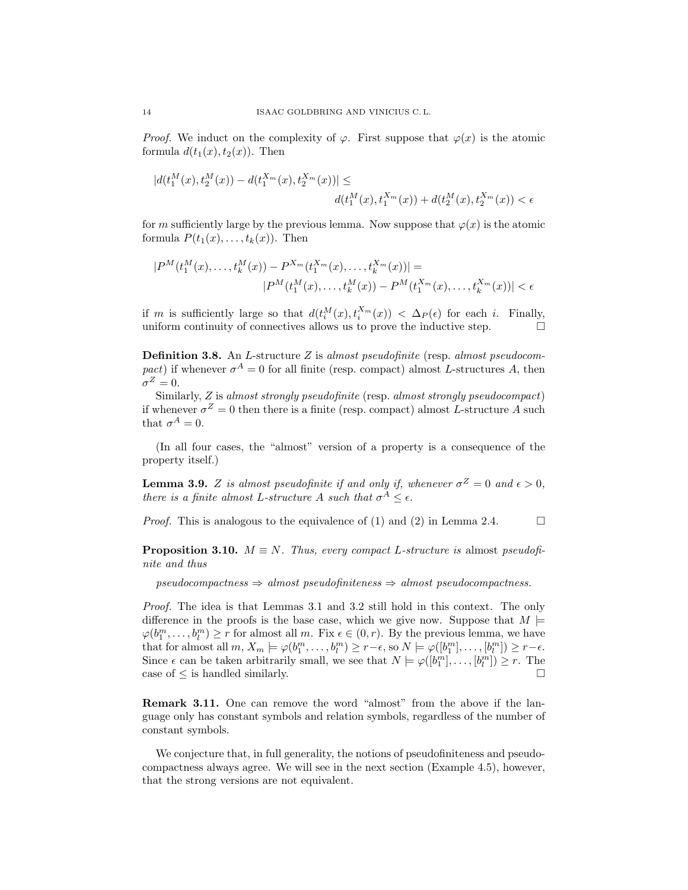*Proof.* We induct on the complexity of $\varphi$. First suppose that $\varphi(x)$ is the atomic formula $d(t_1(x), t_2(x))$. Then

$$|d(t_1^M(x), t_2^M(x)) - d(t_1^{X_m}(x), t_2^{X_m}(x))| \leq d(t_1^M(x), t_1^{X_m}(x)) + d(t_2^M(x), t_2^{X_m}(x)) < \epsilon$$

for $m$ sufficiently large by the previous lemma. Now suppose that $\varphi(x)$ is the atomic formula $P(t_1(x), \ldots, t_k(x))$. Then

$$|P^M(t_1^M(x), \ldots, t_k^M(x)) - P^{X_m}(t_1^{X_m}(x), \ldots, t_k^{X_m}(x))| = |P^M(t_1^M(x), \ldots, t_k^M(x)) - P^M(t_1^{X_m}(x), \ldots, t_k^{X_m}(x))| < \epsilon$$

if $m$ is sufficiently large so that $d(t_i^M(x), t_i^{X_m}(x)) < \Delta_P(\epsilon)$ for each $i$. Finally, uniform continuity of connectives allows us to prove the inductive step. □

**Definition 3.8.** An $L$-structure $Z$ is *almost pseudofinite* (resp. *almost pseudocompact*) if whenever $\sigma^A = 0$ for all finite (resp. compact) almost $L$-structures $A$, then $\sigma^Z = 0$.

Similarly, $Z$ is *almost strongly pseudofinite* (resp. *almost strongly pseudocompact*) if whenever $\sigma^Z = 0$ then there is a finite (resp. compact) almost $L$-structure $A$ such that $\sigma^A = 0$.

(In all four cases, the "almost" version of a property is a consequence of the property itself.)

**Lemma 3.9.** *$Z$ is almost pseudofinite if and only if, whenever $\sigma^Z = 0$ and $\epsilon > 0$, there is a finite almost $L$-structure $A$ such that $\sigma^A \leq \epsilon$.*

*Proof.* This is analogous to the equivalence of (1) and (2) in Lemma 2.4. □

**Proposition 3.10.** *$M \equiv N$. Thus, every compact $L$-structure is* almost *pseudofinite and thus*

*pseudocompactness $\Rightarrow$ almost pseudofiniteness $\Rightarrow$ almost pseudocompactness.*

*Proof.* The idea is that Lemmas 3.1 and 3.2 still hold in this context. The only difference in the proofs is the base case, which we give now. Suppose that $M \models \varphi(b_1^m, \ldots, b_l^m) \geq r$ for almost all $m$. Fix $\epsilon \in (0, r)$. By the previous lemma, we have that for almost all $m$, $X_m \models \varphi(b_1^m, \ldots, b_l^m) \geq r - \epsilon$, so $N \models \varphi([b_1^m], \ldots, [b_l^m]) \geq r - \epsilon$. Since $\epsilon$ can be taken arbitrarily small, we see that $N \models \varphi([b_1^m], \ldots, [b_l^m]) \geq r$. The case of $\leq$ is handled similarly. □

**Remark 3.11.** One can remove the word "almost" from the above if the language only has constant symbols and relation symbols, regardless of the number of constant symbols.

We conjecture that, in full generality, the notions of pseudofiniteness and pseudocompactness always agree. We will see in the next section (Example 4.5), however, that the strong versions are not equivalent.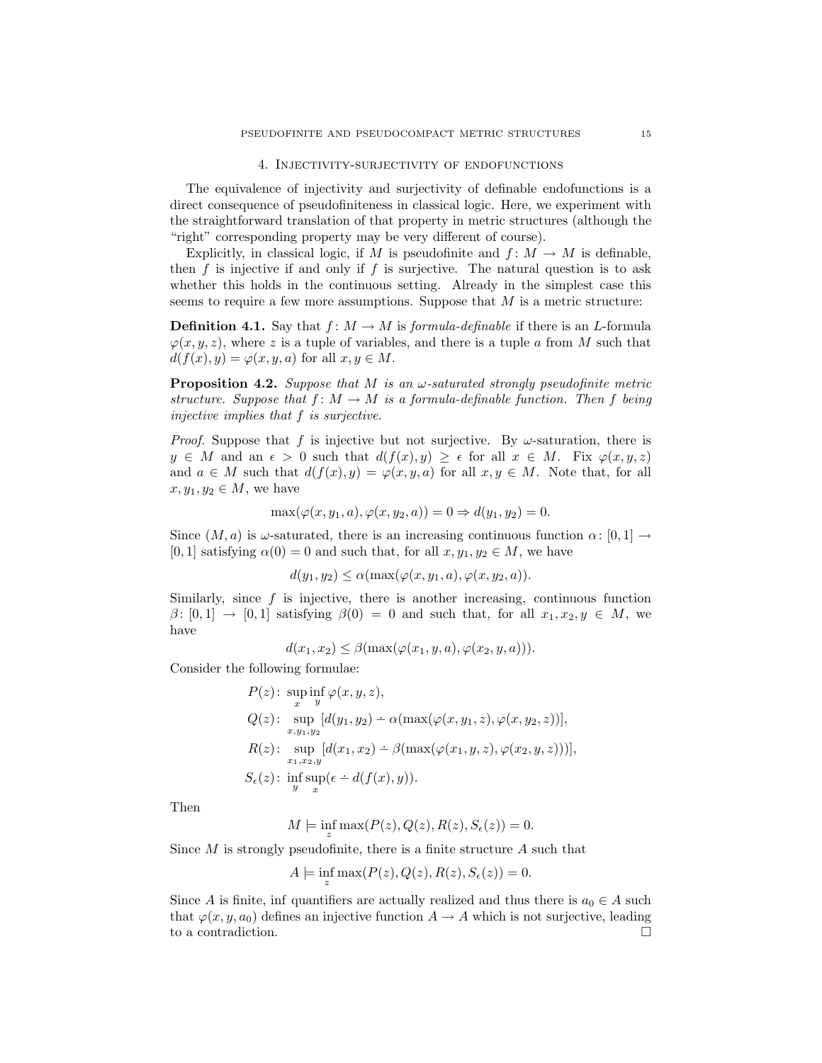## 4. Injectivity-surjectivity of endofunctions

The equivalence of injectivity and surjectivity of definable endofunctions is a direct consequence of pseudofiniteness in classical logic. Here, we experiment with the straightforward translation of that property in metric structures (although the "right" corresponding property may be very different of course).

Explicitly, in classical logic, if $M$ is pseudofinite and $f\colon M \to M$ is definable, then $f$ is injective if and only if $f$ is surjective. The natural question is to ask whether this holds in the continuous setting. Already in the simplest case this seems to require a few more assumptions. Suppose that $M$ is a metric structure:

**Definition 4.1.** Say that $f\colon M \to M$ is *formula-definable* if there is an $L$-formula $\varphi(x, y, z)$, where $z$ is a tuple of variables, and there is a tuple $a$ from $M$ such that $d(f(x), y) = \varphi(x, y, a)$ for all $x, y \in M$.

**Proposition 4.2.** *Suppose that $M$ is an $\omega$-saturated strongly pseudofinite metric structure. Suppose that $f\colon M \to M$ is a formula-definable function. Then $f$ being injective implies that $f$ is surjective.*

*Proof.* Suppose that $f$ is injective but not surjective. By $\omega$-saturation, there is $y \in M$ and an $\epsilon > 0$ such that $d(f(x), y) \geq \epsilon$ for all $x \in M$. Fix $\varphi(x, y, z)$ and $a \in M$ such that $d(f(x), y) = \varphi(x, y, a)$ for all $x, y \in M$. Note that, for all $x, y_1, y_2 \in M$, we have

$$\max(\varphi(x, y_1, a), \varphi(x, y_2, a)) = 0 \Rightarrow d(y_1, y_2) = 0.$$

Since $(M, a)$ is $\omega$-saturated, there is an increasing continuous function $\alpha\colon [0, 1] \to [0, 1]$ satisfying $\alpha(0) = 0$ and such that, for all $x, y_1, y_2 \in M$, we have

$$d(y_1, y_2) \leq \alpha(\max(\varphi(x, y_1, a), \varphi(x, y_2, a)).$$

Similarly, since $f$ is injective, there is another increasing, continuous function $\beta\colon [0, 1] \to [0, 1]$ satisfying $\beta(0) = 0$ and such that, for all $x_1, x_2, y \in M$, we have

$$d(x_1, x_2) \leq \beta(\max(\varphi(x_1, y, a), \varphi(x_2, y, a))).$$

Consider the following formulae:

$$\begin{aligned}
P(z)&\colon \sup_x \inf_y \varphi(x, y, z),\\
Q(z)&\colon \sup_{x, y_1, y_2} [d(y_1, y_2) \dot{-} \alpha(\max(\varphi(x, y_1, z), \varphi(x, y_2, z))],\\
R(z)&\colon \sup_{x_1, x_2, y} [d(x_1, x_2) \dot{-} \beta(\max(\varphi(x_1, y, z), \varphi(x_2, y, z)))],\\
S_\epsilon(z)&\colon \inf_y \sup_x (\epsilon \dot{-} d(f(x), y)).
\end{aligned}$$

Then

$$M \models \inf_z \max(P(z), Q(z), R(z), S_\epsilon(z)) = 0.$$

Since $M$ is strongly pseudofinite, there is a finite structure $A$ such that

$$A \models \inf_z \max(P(z), Q(z), R(z), S_\epsilon(z)) = 0.$$

Since $A$ is finite, inf quantifiers are actually realized and thus there is $a_0 \in A$ such that $\varphi(x, y, a_0)$ defines an injective function $A \to A$ which is not surjective, leading to a contradiction. $\square$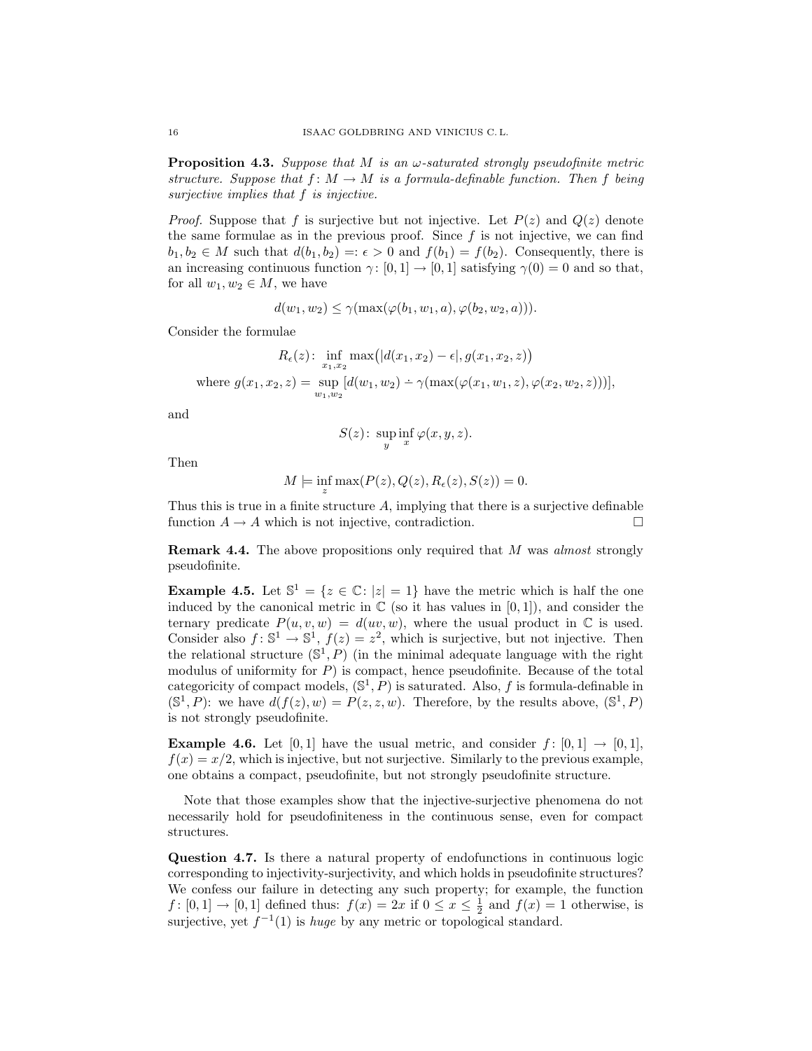**Proposition 4.3.** *Suppose that $M$ is an $\omega$-saturated strongly pseudofinite metric structure. Suppose that $f\colon M \to M$ is a formula-definable function. Then $f$ being surjective implies that $f$ is injective.*

*Proof.* Suppose that $f$ is surjective but not injective. Let $P(z)$ and $Q(z)$ denote the same formulae as in the previous proof. Since $f$ is not injective, we can find $b_1, b_2 \in M$ such that $d(b_1, b_2) =: \epsilon > 0$ and $f(b_1) = f(b_2)$. Consequently, there is an increasing continuous function $\gamma\colon [0,1] \to [0,1]$ satisfying $\gamma(0) = 0$ and so that, for all $w_1, w_2 \in M$, we have

$$d(w_1, w_2) \leq \gamma(\max(\varphi(b_1, w_1, a), \varphi(b_2, w_2, a))).$$

Consider the formulae

$$R_\epsilon(z)\colon \inf_{x_1, x_2} \max\big(|d(x_1, x_2) - \epsilon|, g(x_1, x_2, z)\big)$$

$$\text{where } g(x_1, x_2, z) = \sup_{w_1, w_2} [d(w_1, w_2) \dot{-} \gamma(\max(\varphi(x_1, w_1, z), \varphi(x_2, w_2, z)))],$$

and

$$S(z)\colon \sup_y \inf_x \varphi(x, y, z).$$

Then

$$M \models \inf_z \max(P(z), Q(z), R_\epsilon(z), S(z)) = 0.$$

Thus this is true in a finite structure $A$, implying that there is a surjective definable function $A \to A$ which is not injective, contradiction. $\square$

**Remark 4.4.** The above propositions only required that $M$ was *almost* strongly pseudofinite.

**Example 4.5.** Let $\mathbb{S}^1 = \{z \in \mathbb{C}\colon |z| = 1\}$ have the metric which is half the one induced by the canonical metric in $\mathbb{C}$ (so it has values in $[0,1]$), and consider the ternary predicate $P(u, v, w) = d(uv, w)$, where the usual product in $\mathbb{C}$ is used. Consider also $f\colon \mathbb{S}^1 \to \mathbb{S}^1$, $f(z) = z^2$, which is surjective, but not injective. Then the relational structure $(\mathbb{S}^1, P)$ (in the minimal adequate language with the right modulus of uniformity for $P$) is compact, hence pseudofinite. Because of the total categoricity of compact models, $(\mathbb{S}^1, P)$ is saturated. Also, $f$ is formula-definable in $(\mathbb{S}^1, P)$: we have $d(f(z), w) = P(z, z, w)$. Therefore, by the results above, $(\mathbb{S}^1, P)$ is not strongly pseudofinite.

**Example 4.6.** Let $[0,1]$ have the usual metric, and consider $f\colon [0,1] \to [0,1]$, $f(x) = x/2$, which is injective, but not surjective. Similarly to the previous example, one obtains a compact, pseudofinite, but not strongly pseudofinite structure.

Note that those examples show that the injective-surjective phenomena do not necessarily hold for pseudofiniteness in the continuous sense, even for compact structures.

**Question 4.7.** Is there a natural property of endofunctions in continuous logic corresponding to injectivity-surjectivity, and which holds in pseudofinite structures? We confess our failure in detecting any such property; for example, the function $f\colon [0,1] \to [0,1]$ defined thus: $f(x) = 2x$ if $0 \leq x \leq \frac{1}{2}$ and $f(x) = 1$ otherwise, is surjective, yet $f^{-1}(1)$ is *huge* by any metric or topological standard.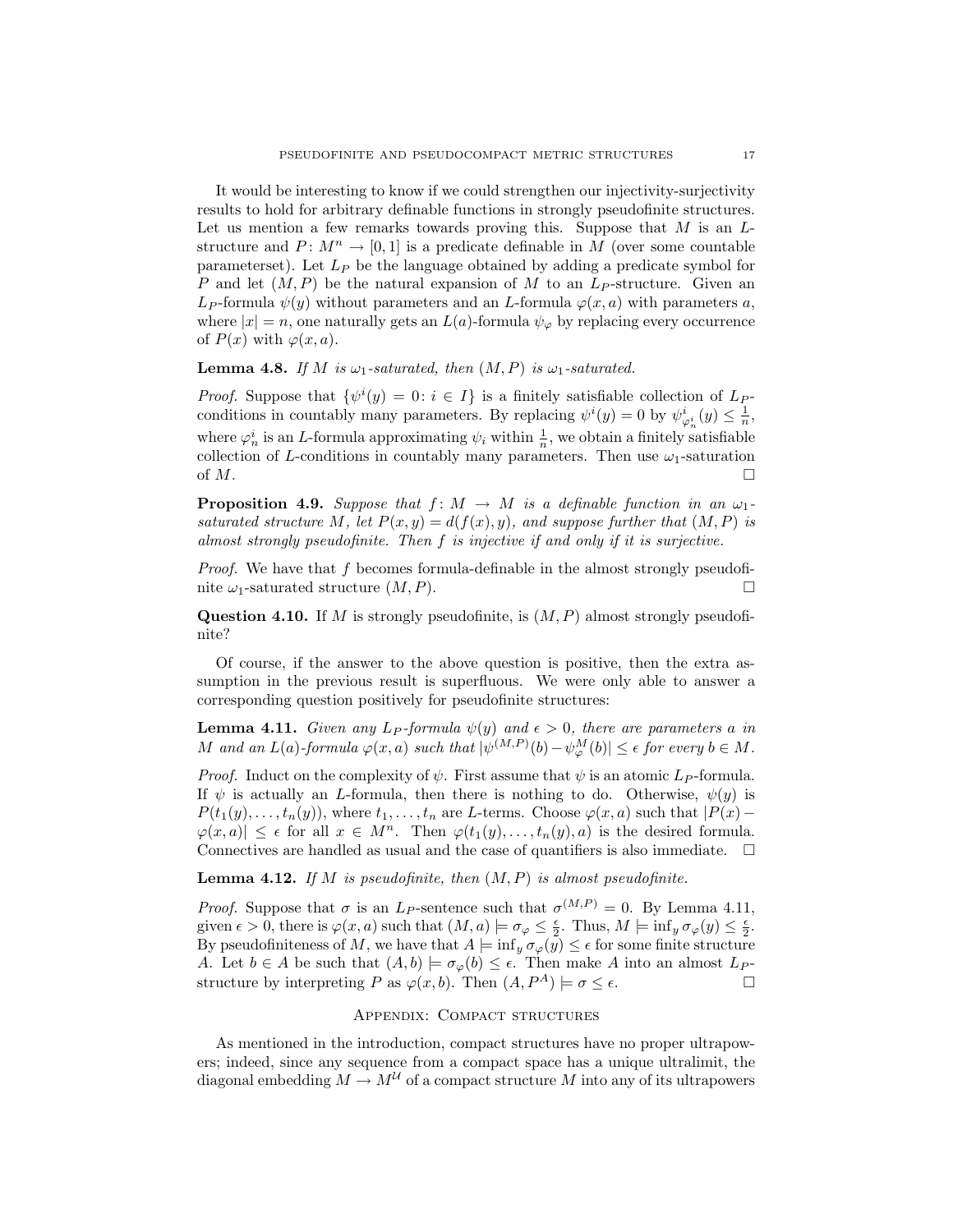It would be interesting to know if we could strengthen our injectivity-surjectivity results to hold for arbitrary definable functions in strongly pseudofinite structures. Let us mention a few remarks towards proving this. Suppose that $M$ is an $L$-structure and $P\colon M^n \to [0,1]$ is a predicate definable in $M$ (over some countable parameterset). Let $L_P$ be the language obtained by adding a predicate symbol for $P$ and let $(M,P)$ be the natural expansion of $M$ to an $L_P$-structure. Given an $L_P$-formula $\psi(y)$ without parameters and an $L$-formula $\varphi(x,a)$ with parameters $a$, where $|x| = n$, one naturally gets an $L(a)$-formula $\psi_\varphi$ by replacing every occurrence of $P(x)$ with $\varphi(x,a)$.

**Lemma 4.8.** *If $M$ is $\omega_1$-saturated, then $(M,P)$ is $\omega_1$-saturated.*

*Proof.* Suppose that $\{\psi^i(y) = 0 \colon i \in I\}$ is a finitely satisfiable collection of $L_P$-conditions in countably many parameters. By replacing $\psi^i(y) = 0$ by $\psi^i_{\varphi^i_n}(y) \leq \frac{1}{n}$, where $\varphi^i_n$ is an $L$-formula approximating $\psi_i$ within $\frac{1}{n}$, we obtain a finitely satisfiable collection of $L$-conditions in countably many parameters. Then use $\omega_1$-saturation of $M$. □

**Proposition 4.9.** *Suppose that $f\colon M \to M$ is a definable function in an $\omega_1$-saturated structure $M$, let $P(x,y) = d(f(x),y)$, and suppose further that $(M,P)$ is almost strongly pseudofinite. Then $f$ is injective if and only if it is surjective.*

*Proof.* We have that $f$ becomes formula-definable in the almost strongly pseudofinite $\omega_1$-saturated structure $(M,P)$. □

**Question 4.10.** If $M$ is strongly pseudofinite, is $(M,P)$ almost strongly pseudofinite?

Of course, if the answer to the above question is positive, then the extra assumption in the previous result is superfluous. We were only able to answer a corresponding question positively for pseudofinite structures:

**Lemma 4.11.** *Given any $L_P$-formula $\psi(y)$ and $\epsilon > 0$, there are parameters $a$ in $M$ and an $L(a)$-formula $\varphi(x,a)$ such that $|\psi^{(M,P)}(b) - \psi^M_\varphi(b)| \leq \epsilon$ for every $b \in M$.*

*Proof.* Induct on the complexity of $\psi$. First assume that $\psi$ is an atomic $L_P$-formula. If $\psi$ is actually an $L$-formula, then there is nothing to do. Otherwise, $\psi(y)$ is $P(t_1(y),\ldots,t_n(y))$, where $t_1,\ldots,t_n$ are $L$-terms. Choose $\varphi(x,a)$ such that $|P(x) - \varphi(x,a)| \leq \epsilon$ for all $x \in M^n$. Then $\varphi(t_1(y),\ldots,t_n(y),a)$ is the desired formula. Connectives are handled as usual and the case of quantifiers is also immediate. □

**Lemma 4.12.** *If $M$ is pseudofinite, then $(M,P)$ is almost pseudofinite.*

*Proof.* Suppose that $\sigma$ is an $L_P$-sentence such that $\sigma^{(M,P)} = 0$. By Lemma 4.11, given $\epsilon > 0$, there is $\varphi(x,a)$ such that $(M,a) \models \sigma_\varphi \leq \frac{\epsilon}{2}$. Thus, $M \models \inf_y \sigma_\varphi(y) \leq \frac{\epsilon}{2}$. By pseudofiniteness of $M$, we have that $A \models \inf_y \sigma_\varphi(y) \leq \epsilon$ for some finite structure $A$. Let $b \in A$ be such that $(A,b) \models \sigma_\varphi(b) \leq \epsilon$. Then make $A$ into an almost $L_P$-structure by interpreting $P$ as $\varphi(x,b)$. Then $(A,P^A) \models \sigma \leq \epsilon$. □

## Appendix: Compact structures

As mentioned in the introduction, compact structures have no proper ultrapowers; indeed, since any sequence from a compact space has a unique ultralimit, the diagonal embedding $M \to M^{\mathcal{U}}$ of a compact structure $M$ into any of its ultrapowers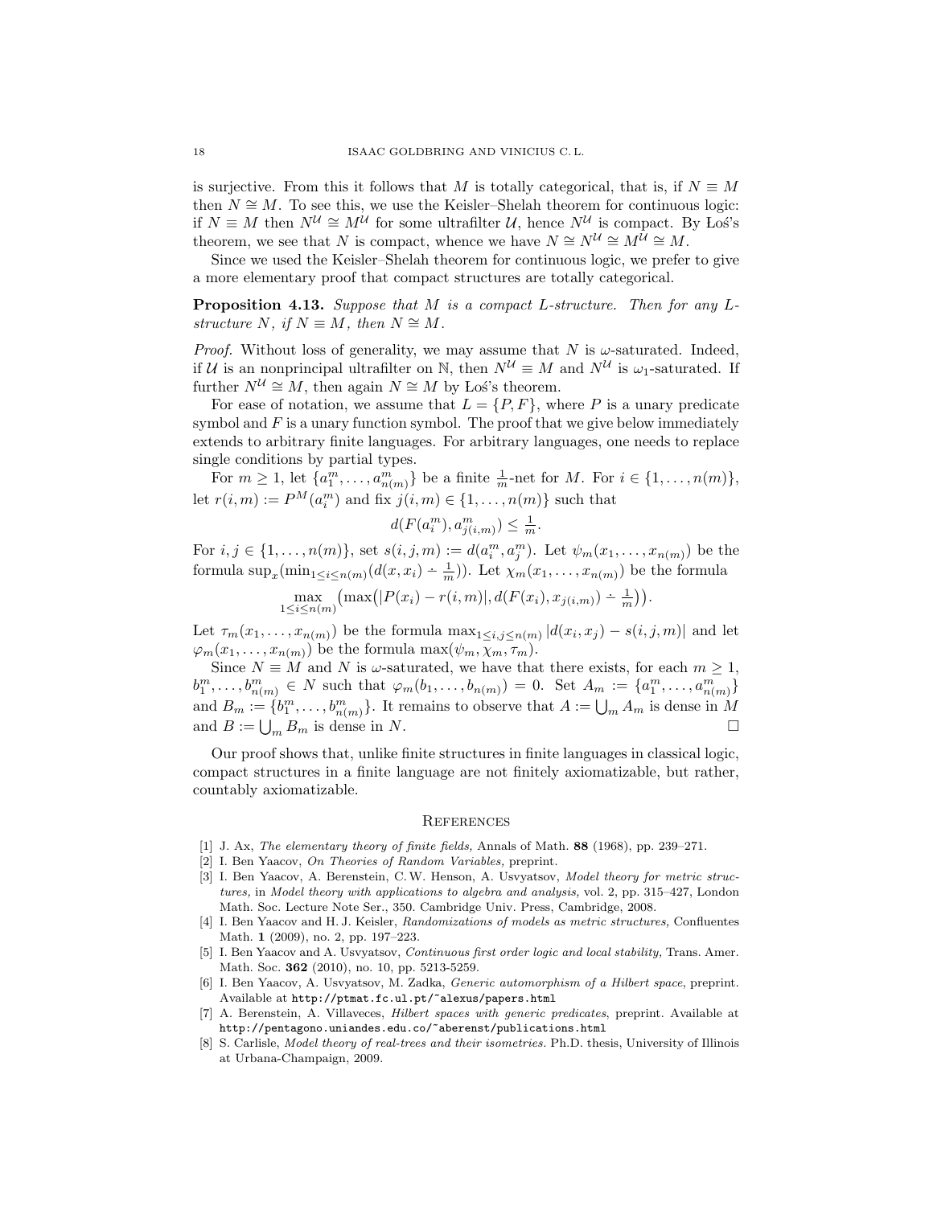is surjective. From this it follows that $M$ is totally categorical, that is, if $N \equiv M$ then $N \cong M$. To see this, we use the Keisler–Shelah theorem for continuous logic: if $N \equiv M$ then $N^{\mathcal{U}} \cong M^{\mathcal{U}}$ for some ultrafilter $\mathcal{U}$, hence $N^{\mathcal{U}}$ is compact. By Łoś's theorem, we see that $N$ is compact, whence we have $N \cong N^{\mathcal{U}} \cong M^{\mathcal{U}} \cong M$.

Since we used the Keisler–Shelah theorem for continuous logic, we prefer to give a more elementary proof that compact structures are totally categorical.

**Proposition 4.13.** *Suppose that $M$ is a compact $L$-structure. Then for any $L$-structure $N$, if $N \equiv M$, then $N \cong M$.*

*Proof.* Without loss of generality, we may assume that $N$ is $\omega$-saturated. Indeed, if $\mathcal{U}$ is an nonprincipal ultrafilter on $\mathbb{N}$, then $N^{\mathcal{U}} \equiv M$ and $N^{\mathcal{U}}$ is $\omega_1$-saturated. If further $N^{\mathcal{U}} \cong M$, then again $N \cong M$ by Łoś's theorem.

For ease of notation, we assume that $L = \{P, F\}$, where $P$ is a unary predicate symbol and $F$ is a unary function symbol. The proof that we give below immediately extends to arbitrary finite languages. For arbitrary languages, one needs to replace single conditions by partial types.

For $m \geq 1$, let $\{a_1^m, \ldots, a_{n(m)}^m\}$ be a finite $\frac{1}{m}$-net for $M$. For $i \in \{1, \ldots, n(m)\}$, let $r(i,m) := P^M(a_i^m)$ and fix $j(i,m) \in \{1, \ldots, n(m)\}$ such that

$$d(F(a_i^m), a_{j(i,m)}^m) \leq \tfrac{1}{m}.$$

For $i, j \in \{1, \ldots, n(m)\}$, set $s(i,j,m) := d(a_i^m, a_j^m)$. Let $\psi_m(x_1, \ldots, x_{n(m)})$ be the formula $\sup_x(\min_{1 \leq i \leq n(m)}(d(x, x_i) \dot{-} \frac{1}{m}))$. Let $\chi_m(x_1, \ldots, x_{n(m)})$ be the formula

$$\max_{1 \leq i \leq n(m)}\big(\max\big(|P(x_i) - r(i,m)|, d(F(x_i), x_{j(i,m)}) \dot{-} \tfrac{1}{m}\big)\big).$$

Let $\tau_m(x_1, \ldots, x_{n(m)})$ be the formula $\max_{1 \leq i,j \leq n(m)} |d(x_i, x_j) - s(i,j,m)|$ and let $\varphi_m(x_1, \ldots, x_{n(m)})$ be the formula $\max(\psi_m, \chi_m, \tau_m)$.

Since $N \equiv M$ and $N$ is $\omega$-saturated, we have that there exists, for each $m \geq 1$, $b_1^m, \ldots, b_{n(m)}^m \in N$ such that $\varphi_m(b_1, \ldots, b_{n(m)}) = 0$. Set $A_m := \{a_1^m, \ldots, a_{n(m)}^m\}$ and $B_m := \{b_1^m, \ldots, b_{n(m)}^m\}$. It remains to observe that $A := \bigcup_m A_m$ is dense in $M$ and $B := \bigcup_m B_m$ is dense in $N$. □

Our proof shows that, unlike finite structures in finite languages in classical logic, compact structures in a finite language are not finitely axiomatizable, but rather, countably axiomatizable.

## References

[1] J. Ax, *The elementary theory of finite fields,* Annals of Math. **88** (1968), pp. 239–271.

[2] I. Ben Yaacov, *On Theories of Random Variables,* preprint.

[3] I. Ben Yaacov, A. Berenstein, C.W. Henson, A. Usvyatsov, *Model theory for metric structures,* in *Model theory with applications to algebra and analysis,* vol. 2, pp. 315–427, London Math. Soc. Lecture Note Ser., 350. Cambridge Univ. Press, Cambridge, 2008.

[4] I. Ben Yaacov and H. J. Keisler, *Randomizations of models as metric structures,* Confluentes Math. **1** (2009), no. 2, pp. 197–223.

[5] I. Ben Yaacov and A. Usvyatsov, *Continuous first order logic and local stability,* Trans. Amer. Math. Soc. **362** (2010), no. 10, pp. 5213-5259.

[6] I. Ben Yaacov, A. Usvyatsov, M. Zadka, *Generic automorphism of a Hilbert space*, preprint. Available at http://ptmat.fc.ul.pt/~alexus/papers.html

[7] A. Berenstein, A. Villaveces, *Hilbert spaces with generic predicates*, preprint. Available at http://pentagono.uniandes.edu.co/~aberenst/publications.html

[8] S. Carlisle, *Model theory of real-trees and their isometries.* Ph.D. thesis, University of Illinois at Urbana-Champaign, 2009.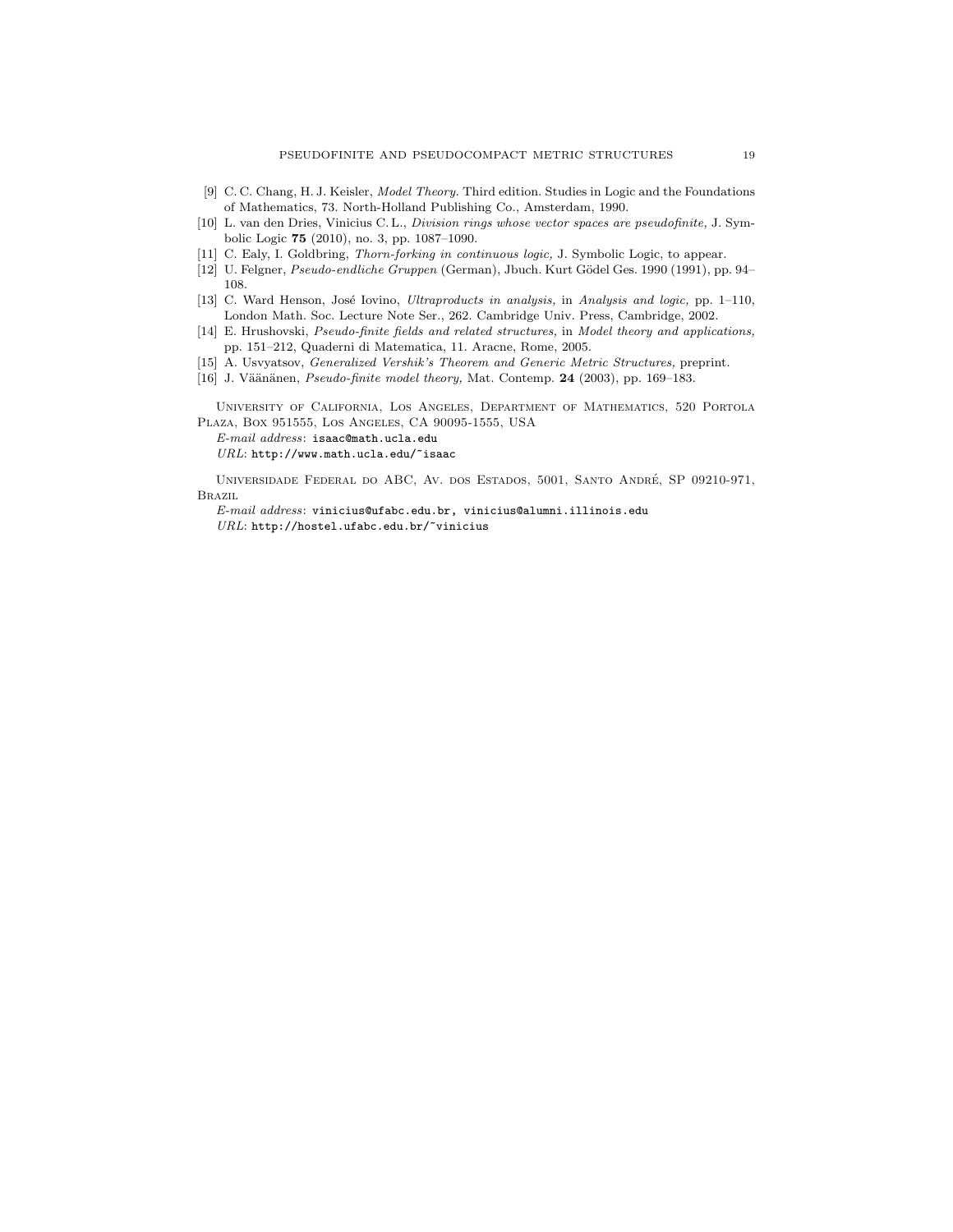[9] C. C. Chang, H. J. Keisler, *Model Theory.* Third edition. Studies in Logic and the Foundations of Mathematics, 73. North-Holland Publishing Co., Amsterdam, 1990.

[10] L. van den Dries, Vinicius C. L., *Division rings whose vector spaces are pseudofinite,* J. Symbolic Logic **75** (2010), no. 3, pp. 1087–1090.

[11] C. Ealy, I. Goldbring, *Thorn-forking in continuous logic,* J. Symbolic Logic, to appear.

[12] U. Felgner, *Pseudo-endliche Gruppen* (German), Jbuch. Kurt Gödel Ges. 1990 (1991), pp. 94–108.

[13] C. Ward Henson, José Iovino, *Ultraproducts in analysis,* in *Analysis and logic,* pp. 1–110, London Math. Soc. Lecture Note Ser., 262. Cambridge Univ. Press, Cambridge, 2002.

[14] E. Hrushovski, *Pseudo-finite fields and related structures,* in *Model theory and applications,* pp. 151–212, Quaderni di Matematica, 11. Aracne, Rome, 2005.

[15] A. Usvyatsov, *Generalized Vershik's Theorem and Generic Metric Structures,* preprint.

[16] J. Väänänen, *Pseudo-finite model theory,* Mat. Contemp. **24** (2003), pp. 169–183.

University of California, Los Angeles, Department of Mathematics, 520 Portola Plaza, Box 951555, Los Angeles, CA 90095-1555, USA

*E-mail address*: isaac@math.ucla.edu

*URL*: http://www.math.ucla.edu/~isaac

Universidade Federal do ABC, Av. dos Estados, 5001, Santo André, SP 09210-971, Brazil

*E-mail address*: vinicius@ufabc.edu.br, vinicius@alumni.illinois.edu

*URL*: http://hostel.ufabc.edu.br/~vinicius